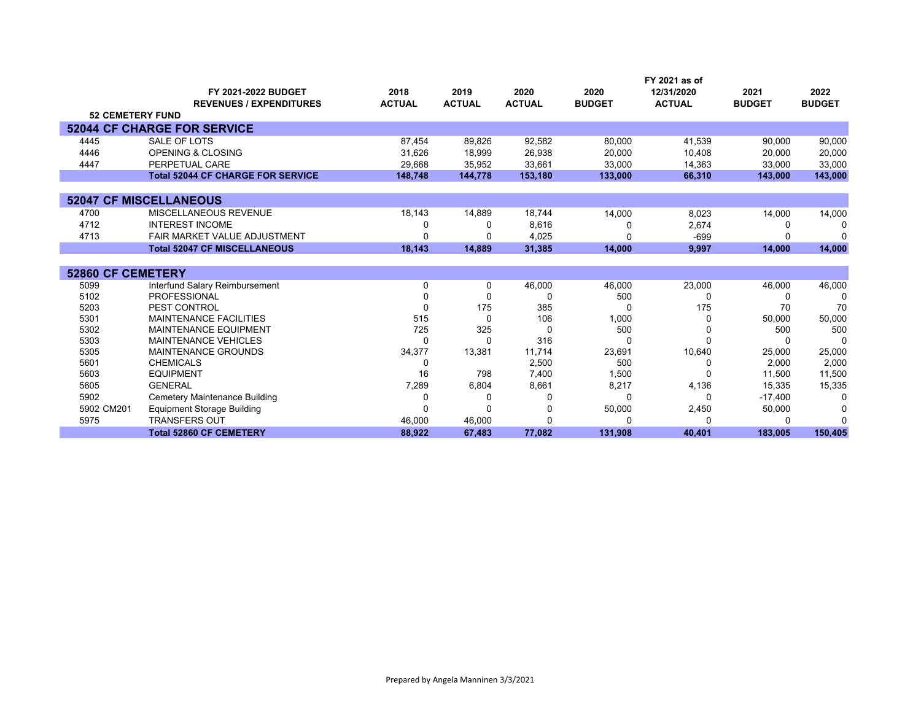| | FY 2021-2022 BUDGET REVENUES / EXPENDITURES | 2018 ACTUAL | 2019 ACTUAL | 2020 ACTUAL | 2020 BUDGET | FY 2021 as of 12/31/2020 ACTUAL | 2021 BUDGET | 2022 BUDGET |
|---|---|---|---|---|---|---|---|---|
| **52 CEMETERY FUND** | | | | | | | | |
| **52044 CF CHARGE FOR SERVICE** | | | | | | | | |
| 4445 | SALE OF LOTS | 87,454 | 89,826 | 92,582 | 80,000 | 41,539 | 90,000 | 90,000 |
| 4446 | OPENING & CLOSING | 31,626 | 18,999 | 26,938 | 20,000 | 10,408 | 20,000 | 20,000 |
| 4447 | PERPETUAL CARE | 29,668 | 35,952 | 33,661 | 33,000 | 14,363 | 33,000 | 33,000 |
| | **Total 52044 CF CHARGE FOR SERVICE** | **148,748** | **144,778** | **153,180** | **133,000** | **66,310** | **143,000** | **143,000** |
| **52047 CF MISCELLANEOUS** | | | | | | | | |
| 4700 | MISCELLANEOUS REVENUE | 18,143 | 14,889 | 18,744 | 14,000 | 8,023 | 14,000 | 14,000 |
| 4712 | INTEREST INCOME | 0 | 0 | 8,616 | 0 | 2,674 | 0 | 0 |
| 4713 | FAIR MARKET VALUE ADJUSTMENT | 0 | 0 | 4,025 | 0 | -699 | 0 | 0 |
| | **Total 52047 CF MISCELLANEOUS** | **18,143** | **14,889** | **31,385** | **14,000** | **9,997** | **14,000** | **14,000** |
| **52860 CF CEMETERY** | | | | | | | | |
| 5099 | Interfund Salary Reimbursement | 0 | 0 | 46,000 | 46,000 | 23,000 | 46,000 | 46,000 |
| 5102 | PROFESSIONAL | 0 | 0 | 0 | 500 | 0 | 0 | 0 |
| 5203 | PEST CONTROL | 0 | 175 | 385 | 0 | 175 | 70 | 70 |
| 5301 | MAINTENANCE FACILITIES | 515 | 0 | 106 | 1,000 | 0 | 50,000 | 50,000 |
| 5302 | MAINTENANCE EQUIPMENT | 725 | 325 | 0 | 500 | 0 | 500 | 500 |
| 5303 | MAINTENANCE VEHICLES | 0 | 0 | 316 | 0 | 0 | 0 | 0 |
| 5305 | MAINTENANCE GROUNDS | 34,377 | 13,381 | 11,714 | 23,691 | 10,640 | 25,000 | 25,000 |
| 5601 | CHEMICALS | 0 | | 2,500 | 500 | 0 | 2,000 | 2,000 |
| 5603 | EQUIPMENT | 16 | 798 | 7,400 | 1,500 | 0 | 11,500 | 11,500 |
| 5605 | GENERAL | 7,289 | 6,804 | 8,661 | 8,217 | 4,136 | 15,335 | 15,335 |
| 5902 | Cemetery Maintenance Building | 0 | 0 | 0 | 0 | 0 | -17,400 | 0 |
| 5902 CM201 | Equipment Storage Building | 0 | 0 | 0 | 50,000 | 2,450 | 50,000 | 0 |
| 5975 | TRANSFERS OUT | 46,000 | 46,000 | 0 | 0 | 0 | 0 | 0 |
| | **Total 52860 CF CEMETERY** | **88,922** | **67,483** | **77,082** | **131,908** | **40,401** | **183,005** | **150,405** |

Prepared by Angela Manninen 3/3/2021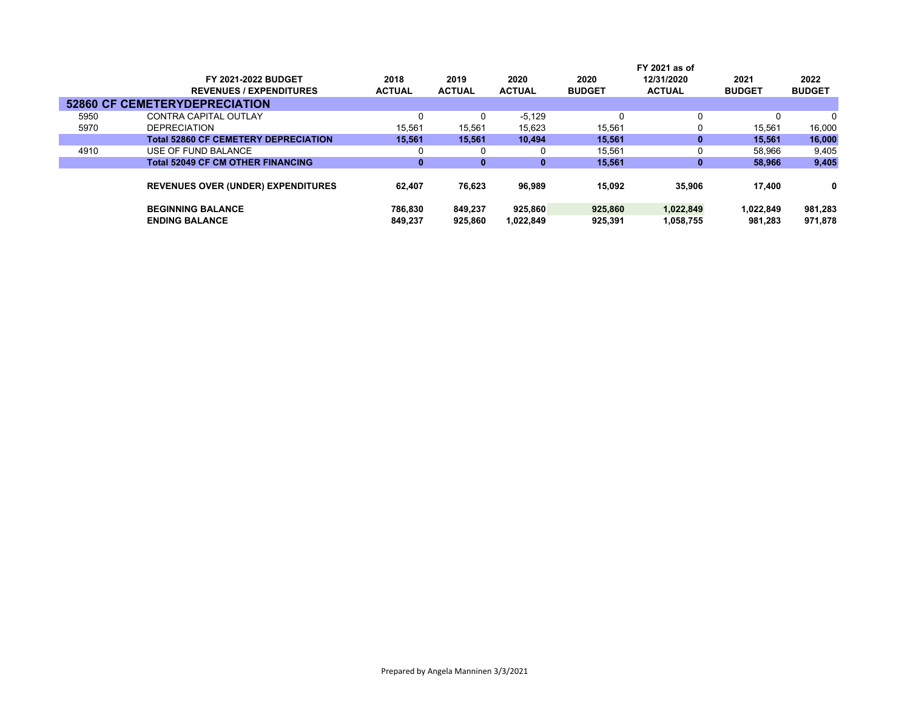| | FY 2021-2022 BUDGET<br>REVENUES / EXPENDITURES | 2018<br>ACTUAL | 2019<br>ACTUAL | 2020<br>ACTUAL | 2020<br>BUDGET | FY 2021 as of<br>12/31/2020<br>ACTUAL | 2021<br>BUDGET | 2022<br>BUDGET |
|---|---|---|---|---|---|---|---|---|
| **52860 CF CEMETERYDEPRECIATION** | | | | | | | | |
| 5950 | CONTRA CAPITAL OUTLAY | 0 | 0 | -5,129 | 0 | 0 | 0 | 0 |
| 5970 | DEPRECIATION | 15,561 | 15,561 | 15,623 | 15,561 | 0 | 15,561 | 16,000 |
| | **Total 52860 CF CEMETERY DEPRECIATION** | **15,561** | **15,561** | **10,494** | **15,561** | **0** | **15,561** | **16,000** |
| 4910 | USE OF FUND BALANCE | 0 | 0 | 0 | 15,561 | 0 | 58,966 | 9,405 |
| | **Total 52049 CF CM OTHER FINANCING** | **0** | **0** | **0** | **15,561** | **0** | **58,966** | **9,405** |
| | **REVENUES OVER (UNDER) EXPENDITURES** | **62,407** | **76,623** | **96,989** | **15,092** | **35,906** | **17,400** | **0** |
| | **BEGINNING BALANCE** | **786,830** | **849,237** | **925,860** | **925,860** | **1,022,849** | **1,022,849** | **981,283** |
| | **ENDING BALANCE** | **849,237** | **925,860** | **1,022,849** | **925,391** | **1,058,755** | **981,283** | **971,878** |

Prepared by Angela Manninen 3/3/2021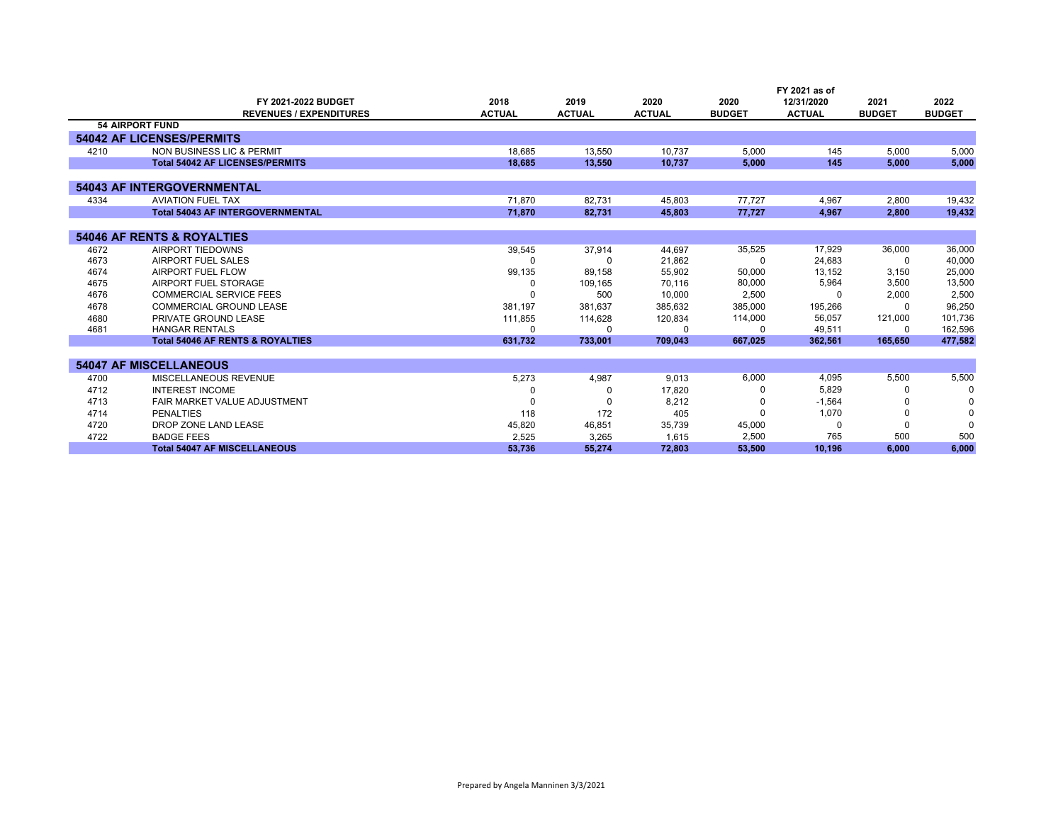| | FY 2021-2022 BUDGET REVENUES / EXPENDITURES | 2018 ACTUAL | 2019 ACTUAL | 2020 ACTUAL | 2020 BUDGET | FY 2021 as of 12/31/2020 ACTUAL | 2021 BUDGET | 2022 BUDGET |
|---|---|---|---|---|---|---|---|---|
| **54 AIRPORT FUND** | | | | | | | | |
| **54042 AF LICENSES/PERMITS** | | | | | | | | |
| 4210 | NON BUSINESS LIC & PERMIT | 18,685 | 13,550 | 10,737 | 5,000 | 145 | 5,000 | 5,000 |
| | **Total 54042 AF LICENSES/PERMITS** | **18,685** | **13,550** | **10,737** | **5,000** | **145** | **5,000** | **5,000** |
| **54043 AF INTERGOVERNMENTAL** | | | | | | | | |
| 4334 | AVIATION FUEL TAX | 71,870 | 82,731 | 45,803 | 77,727 | 4,967 | 2,800 | 19,432 |
| | **Total 54043 AF INTERGOVERNMENTAL** | **71,870** | **82,731** | **45,803** | **77,727** | **4,967** | **2,800** | **19,432** |
| **54046 AF RENTS & ROYALTIES** | | | | | | | | |
| 4672 | AIRPORT TIEDOWNS | 39,545 | 37,914 | 44,697 | 35,525 | 17,929 | 36,000 | 36,000 |
| 4673 | AIRPORT FUEL SALES | 0 | 0 | 21,862 | 0 | 24,683 | 0 | 40,000 |
| 4674 | AIRPORT FUEL FLOW | 99,135 | 89,158 | 55,902 | 50,000 | 13,152 | 3,150 | 25,000 |
| 4675 | AIRPORT FUEL STORAGE | 0 | 109,165 | 70,116 | 80,000 | 5,964 | 3,500 | 13,500 |
| 4676 | COMMERCIAL SERVICE FEES | 0 | 500 | 10,000 | 2,500 | 0 | 2,000 | 2,500 |
| 4678 | COMMERCIAL GROUND LEASE | 381,197 | 381,637 | 385,632 | 385,000 | 195,266 | 0 | 96,250 |
| 4680 | PRIVATE GROUND LEASE | 111,855 | 114,628 | 120,834 | 114,000 | 56,057 | 121,000 | 101,736 |
| 4681 | HANGAR RENTALS | 0 | 0 | 0 | 0 | 49,511 | 0 | 162,596 |
| | **Total 54046 AF RENTS & ROYALTIES** | **631,732** | **733,001** | **709,043** | **667,025** | **362,561** | **165,650** | **477,582** |
| **54047 AF MISCELLANEOUS** | | | | | | | | |
| 4700 | MISCELLANEOUS REVENUE | 5,273 | 4,987 | 9,013 | 6,000 | 4,095 | 5,500 | 5,500 |
| 4712 | INTEREST INCOME | 0 | 0 | 17,820 | 0 | 5,829 | 0 | 0 |
| 4713 | FAIR MARKET VALUE ADJUSTMENT | 0 | 0 | 8,212 | 0 | -1,564 | 0 | 0 |
| 4714 | PENALTIES | 118 | 172 | 405 | 0 | 1,070 | 0 | 0 |
| 4720 | DROP ZONE LAND LEASE | 45,820 | 46,851 | 35,739 | 45,000 | 0 | 0 | 0 |
| 4722 | BADGE FEES | 2,525 | 3,265 | 1,615 | 2,500 | 765 | 500 | 500 |
| | **Total 54047 AF MISCELLANEOUS** | **53,736** | **55,274** | **72,803** | **53,500** | **10,196** | **6,000** | **6,000** |

Prepared by Angela Manninen 3/3/2021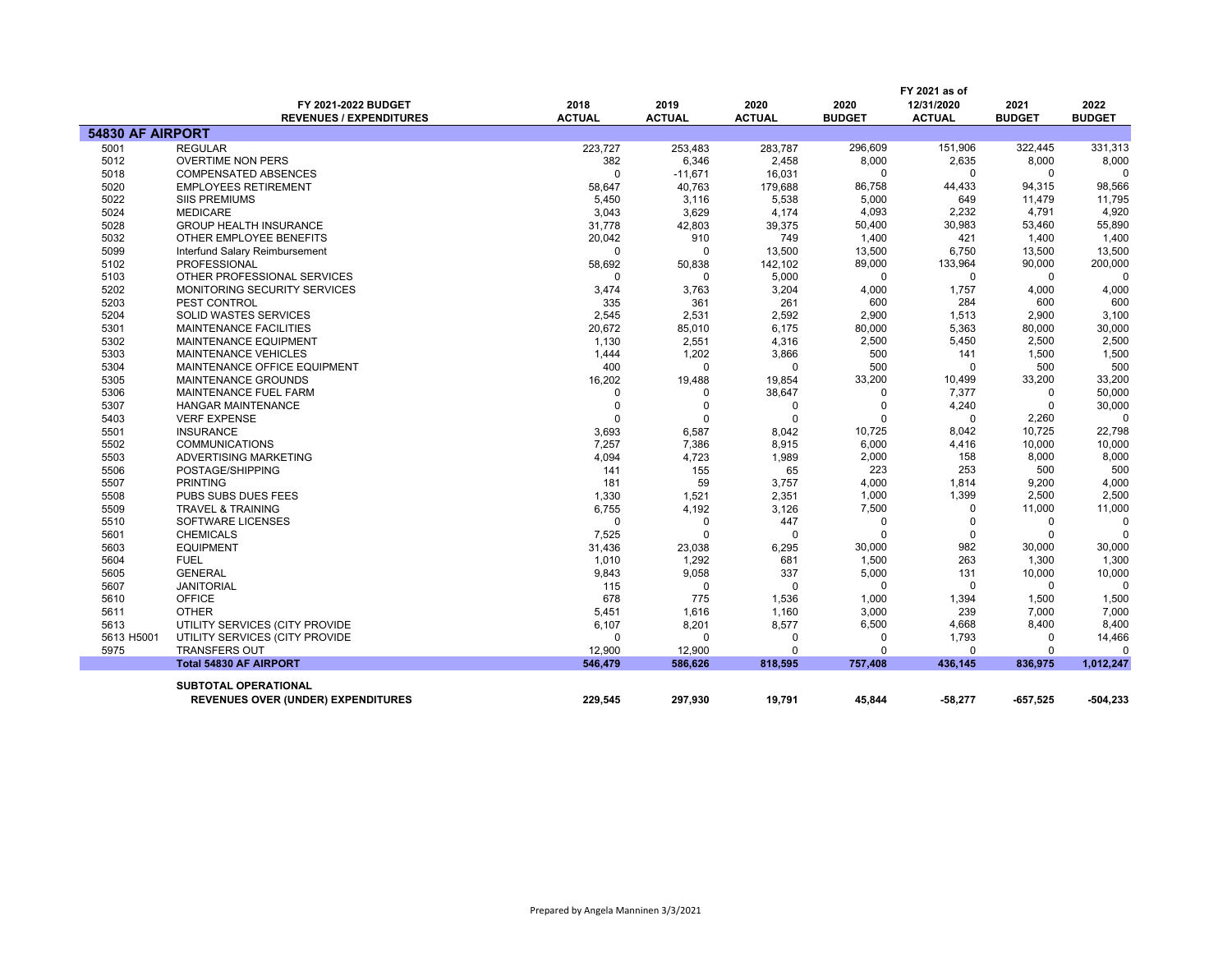| | FY 2021-2022 BUDGET REVENUES / EXPENDITURES | 2018 ACTUAL | 2019 ACTUAL | 2020 ACTUAL | 2020 BUDGET | FY 2021 as of 12/31/2020 ACTUAL | 2021 BUDGET | 2022 BUDGET |
|---|---|---|---|---|---|---|---|---|
| **54830 AF AIRPORT** | | | | | | | | |
| 5001 | REGULAR | 223,727 | 253,483 | 283,787 | 296,609 | 151,906 | 322,445 | 331,313 |
| 5012 | OVERTIME NON PERS | 382 | 6,346 | 2,458 | 8,000 | 2,635 | 8,000 | 8,000 |
| 5018 | COMPENSATED ABSENCES | 0 | -11,671 | 16,031 | 0 | 0 | 0 | 0 |
| 5020 | EMPLOYEES RETIREMENT | 58,647 | 40,763 | 179,688 | 86,758 | 44,433 | 94,315 | 98,566 |
| 5022 | SIIS PREMIUMS | 5,450 | 3,116 | 5,538 | 5,000 | 649 | 11,479 | 11,795 |
| 5024 | MEDICARE | 3,043 | 3,629 | 4,174 | 4,093 | 2,232 | 4,791 | 4,920 |
| 5028 | GROUP HEALTH INSURANCE | 31,778 | 42,803 | 39,375 | 50,400 | 30,983 | 53,460 | 55,890 |
| 5032 | OTHER EMPLOYEE BENEFITS | 20,042 | 910 | 749 | 1,400 | 421 | 1,400 | 1,400 |
| 5099 | Interfund Salary Reimbursement | 0 | 0 | 13,500 | 13,500 | 6,750 | 13,500 | 13,500 |
| 5102 | PROFESSIONAL | 58,692 | 50,838 | 142,102 | 89,000 | 133,964 | 90,000 | 200,000 |
| 5103 | OTHER PROFESSIONAL SERVICES | 0 | 0 | 5,000 | 0 | 0 | 0 | 0 |
| 5202 | MONITORING SECURITY SERVICES | 3,474 | 3,763 | 3,204 | 4,000 | 1,757 | 4,000 | 4,000 |
| 5203 | PEST CONTROL | 335 | 361 | 261 | 600 | 284 | 600 | 600 |
| 5204 | SOLID WASTES SERVICES | 2,545 | 2,531 | 2,592 | 2,900 | 1,513 | 2,900 | 3,100 |
| 5301 | MAINTENANCE FACILITIES | 20,672 | 85,010 | 6,175 | 80,000 | 5,363 | 80,000 | 30,000 |
| 5302 | MAINTENANCE EQUIPMENT | 1,130 | 2,551 | 4,316 | 2,500 | 5,450 | 2,500 | 2,500 |
| 5303 | MAINTENANCE VEHICLES | 1,444 | 1,202 | 3,866 | 500 | 141 | 1,500 | 1,500 |
| 5304 | MAINTENANCE OFFICE EQUIPMENT | 400 | 0 | 0 | 500 | 0 | 500 | 500 |
| 5305 | MAINTENANCE GROUNDS | 16,202 | 19,488 | 19,854 | 33,200 | 10,499 | 33,200 | 33,200 |
| 5306 | MAINTENANCE FUEL FARM | 0 | 0 | 38,647 | 0 | 7,377 | 0 | 50,000 |
| 5307 | HANGAR MAINTENANCE | 0 | 0 | 0 | 0 | 4,240 | 0 | 30,000 |
| 5403 | VERF EXPENSE | 0 | 0 | 0 | 0 | 0 | 2,260 | 0 |
| 5501 | INSURANCE | 3,693 | 6,587 | 8,042 | 10,725 | 8,042 | 10,725 | 22,798 |
| 5502 | COMMUNICATIONS | 7,257 | 7,386 | 8,915 | 6,000 | 4,416 | 10,000 | 10,000 |
| 5503 | ADVERTISING MARKETING | 4,094 | 4,723 | 1,989 | 2,000 | 158 | 8,000 | 8,000 |
| 5506 | POSTAGE/SHIPPING | 141 | 155 | 65 | 223 | 253 | 500 | 500 |
| 5507 | PRINTING | 181 | 59 | 3,757 | 4,000 | 1,814 | 9,200 | 4,000 |
| 5508 | PUBS SUBS DUES FEES | 1,330 | 1,521 | 2,351 | 1,000 | 1,399 | 2,500 | 2,500 |
| 5509 | TRAVEL & TRAINING | 6,755 | 4,192 | 3,126 | 7,500 | 0 | 11,000 | 11,000 |
| 5510 | SOFTWARE LICENSES | 0 | 0 | 447 | 0 | 0 | 0 | 0 |
| 5601 | CHEMICALS | 7,525 | 0 | 0 | 0 | 0 | 0 | 0 |
| 5603 | EQUIPMENT | 31,436 | 23,038 | 6,295 | 30,000 | 982 | 30,000 | 30,000 |
| 5604 | FUEL | 1,010 | 1,292 | 681 | 1,500 | 263 | 1,300 | 1,300 |
| 5605 | GENERAL | 9,843 | 9,058 | 337 | 5,000 | 131 | 10,000 | 10,000 |
| 5607 | JANITORIAL | 115 | 0 | 0 | 0 | 0 | 0 | 0 |
| 5610 | OFFICE | 678 | 775 | 1,536 | 1,000 | 1,394 | 1,500 | 1,500 |
| 5611 | OTHER | 5,451 | 1,616 | 1,160 | 3,000 | 239 | 7,000 | 7,000 |
| 5613 | UTILITY SERVICES (CITY PROVIDE | 6,107 | 8,201 | 8,577 | 6,500 | 4,668 | 8,400 | 8,400 |
| 5613 H5001 | UTILITY SERVICES (CITY PROVIDE | 0 | 0 | 0 | 0 | 1,793 | 0 | 14,466 |
| 5975 | TRANSFERS OUT | 12,900 | 12,900 | 0 | 0 | 0 | 0 | 0 |
| | **Total 54830 AF AIRPORT** | **546,479** | **586,626** | **818,595** | **757,408** | **436,145** | **836,975** | **1,012,247** |
| | **SUBTOTAL OPERATIONAL REVENUES OVER (UNDER) EXPENDITURES** | **229,545** | **297,930** | **19,791** | **45,844** | **-58,277** | **-657,525** | **-504,233** |

Prepared by Angela Manninen 3/3/2021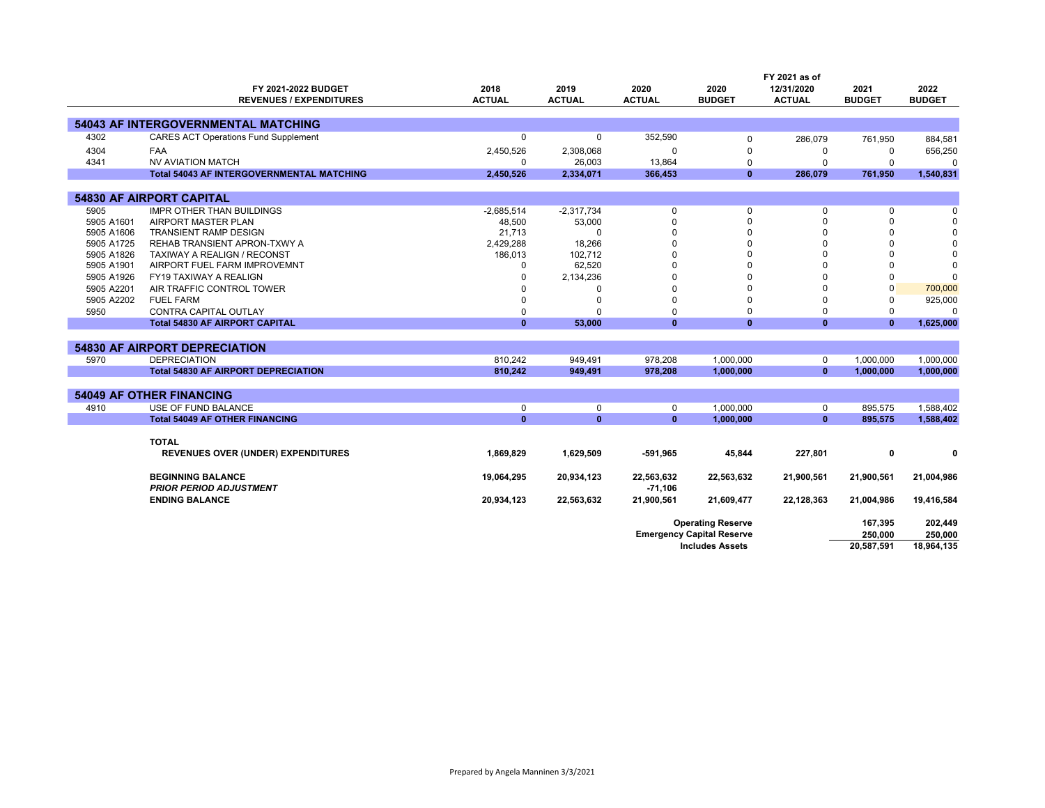| | FY 2021-2022 BUDGET<br>REVENUES / EXPENDITURES | 2018<br>ACTUAL | 2019<br>ACTUAL | 2020<br>ACTUAL | 2020<br>BUDGET | FY 2021 as of<br>12/31/2020<br>ACTUAL | 2021<br>BUDGET | 2022<br>BUDGET |
|---|---|---|---|---|---|---|---|---|
| **54043 AF INTERGOVERNMENTAL MATCHING** | | | | | | | | |
| 4302 | CARES ACT Operations Fund Supplement | 0 | 0 | 352,590 | 0 | 286,079 | 761,950 | 884,581 |
| 4304 | FAA | 2,450,526 | 2,308,068 | 0 | 0 | 0 | 0 | 656,250 |
| 4341 | NV AVIATION MATCH | 0 | 26,003 | 13,864 | 0 | 0 | 0 | 0 |
| | **Total 54043 AF INTERGOVERNMENTAL MATCHING** | **2,450,526** | **2,334,071** | **366,453** | **0** | **286,079** | **761,950** | **1,540,831** |
| **54830 AF AIRPORT CAPITAL** | | | | | | | | |
| 5905 | IMPR OTHER THAN BUILDINGS | -2,685,514 | -2,317,734 | 0 | 0 | 0 | 0 | 0 |
| 5905 A1601 | AIRPORT MASTER PLAN | 48,500 | 53,000 | 0 | 0 | 0 | 0 | 0 |
| 5905 A1606 | TRANSIENT RAMP DESIGN | 21,713 | 0 | 0 | 0 | 0 | 0 | 0 |
| 5905 A1725 | REHAB TRANSIENT APRON-TXWY A | 2,429,288 | 18,266 | 0 | 0 | 0 | 0 | 0 |
| 5905 A1826 | TAXIWAY A REALIGN / RECONST | 186,013 | 102,712 | 0 | 0 | 0 | 0 | 0 |
| 5905 A1901 | AIRPORT FUEL FARM IMPROVEMNT | 0 | 62,520 | 0 | 0 | 0 | 0 | 0 |
| 5905 A1926 | FY19 TAXIWAY A REALIGN | 0 | 2,134,236 | 0 | 0 | 0 | 0 | 0 |
| 5905 A2201 | AIR TRAFFIC CONTROL TOWER | 0 | 0 | 0 | 0 | 0 | 0 | 700,000 |
| 5905 A2202 | FUEL FARM | 0 | 0 | 0 | 0 | 0 | 0 | 925,000 |
| 5950 | CONTRA CAPITAL OUTLAY | 0 | 0 | 0 | 0 | 0 | 0 | 0 |
| | **Total 54830 AF AIRPORT CAPITAL** | **0** | **53,000** | **0** | **0** | **0** | **0** | **1,625,000** |
| **54830 AF AIRPORT DEPRECIATION** | | | | | | | | |
| 5970 | DEPRECIATION | 810,242 | 949,491 | 978,208 | 1,000,000 | 0 | 1,000,000 | 1,000,000 |
| | **Total 54830 AF AIRPORT DEPRECIATION** | **810,242** | **949,491** | **978,208** | **1,000,000** | **0** | **1,000,000** | **1,000,000** |
| **54049 AF OTHER FINANCING** | | | | | | | | |
| 4910 | USE OF FUND BALANCE | 0 | 0 | 0 | 1,000,000 | 0 | 895,575 | 1,588,402 |
| | **Total 54049 AF OTHER FINANCING** | **0** | **0** | **0** | **1,000,000** | **0** | **895,575** | **1,588,402** |
| | **TOTAL** | | | | | | | |
| | **REVENUES OVER (UNDER) EXPENDITURES** | **1,869,829** | **1,629,509** | **-591,965** | **45,844** | **227,801** | **0** | **0** |
| | **BEGINNING BALANCE** | **19,064,295** | **20,934,123** | **22,563,632** | **22,563,632** | **21,900,561** | **21,900,561** | **21,004,986** |
| | ***PRIOR PERIOD ADJUSTMENT*** | | | **-71,106** | | | | |
| | **ENDING BALANCE** | **20,934,123** | **22,563,632** | **21,900,561** | **21,609,477** | **22,128,363** | **21,004,986** | **19,416,584** |
| | | | | | **Operating Reserve** | | **167,395** | **202,449** |
| | | | | | **Emergency Capital Reserve** | | **250,000** | **250,000** |
| | | | | | **Includes Assets** | | **20,587,591** | **18,964,135** |

Prepared by Angela Manninen 3/3/2021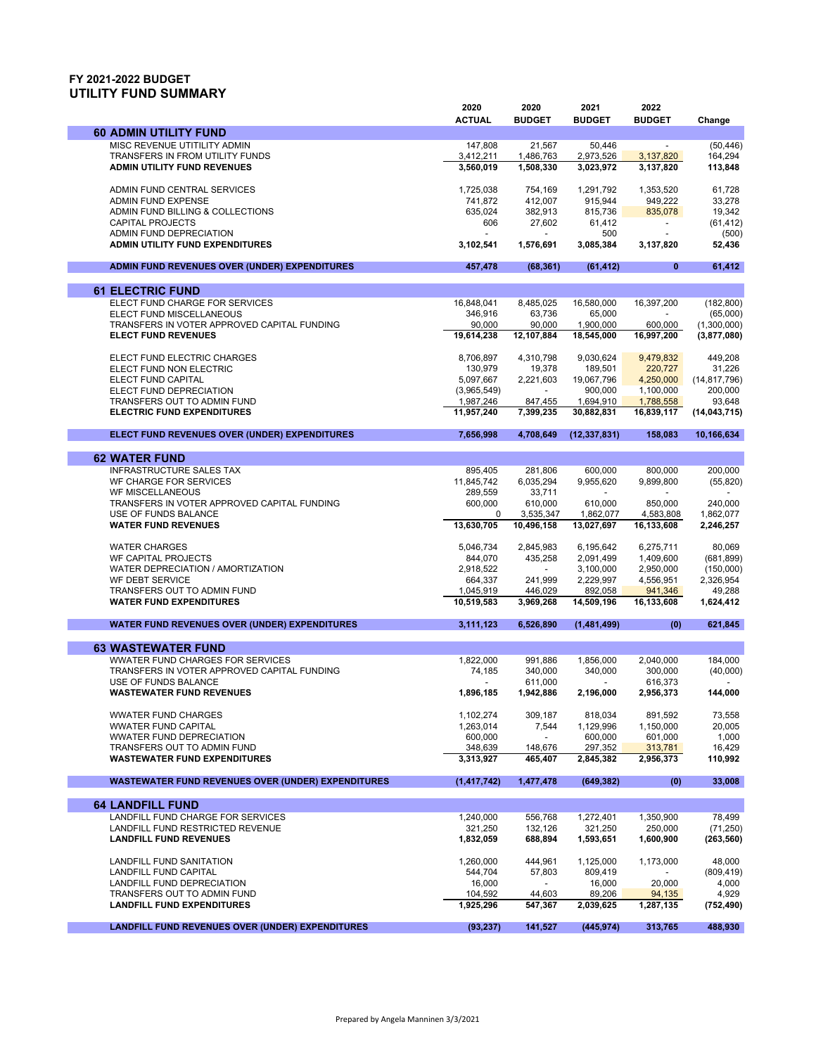# FY 2021-2022 BUDGET
## UTILITY FUND SUMMARY

| | 2020 ACTUAL | 2020 BUDGET | 2021 BUDGET | 2022 BUDGET | Change |
|---|---|---|---|---|---|
| **60 ADMIN UTILITY FUND** | | | | | |
| MISC REVENUE UTITILITY ADMIN | 147,808 | 21,567 | 50,446 | - | (50,446) |
| TRANSFERS IN FROM UTILITY FUNDS | 3,412,211 | 1,486,763 | 2,973,526 | 3,137,820 | 164,294 |
| **ADMIN UTILITY FUND REVENUES** | **3,560,019** | **1,508,330** | **3,023,972** | **3,137,820** | **113,848** |
| ADMIN FUND CENTRAL SERVICES | 1,725,038 | 754,169 | 1,291,792 | 1,353,520 | 61,728 |
| ADMIN FUND EXPENSE | 741,872 | 412,007 | 915,944 | 949,222 | 33,278 |
| ADMIN FUND BILLING & COLLECTIONS | 635,024 | 382,913 | 815,736 | 835,078 | 19,342 |
| CAPITAL PROJECTS | 606 | 27,602 | 61,412 | - | (61,412) |
| ADMIN FUND DEPRECIATION | - | - | 500 | - | (500) |
| **ADMIN UTILITY FUND EXPENDITURES** | **3,102,541** | **1,576,691** | **3,085,384** | **3,137,820** | **52,436** |
| **ADMIN FUND REVENUES OVER (UNDER) EXPENDITURES** | **457,478** | **(68,361)** | **(61,412)** | **0** | **61,412** |
| **61 ELECTRIC FUND** | | | | | |
| ELECT FUND CHARGE FOR SERVICES | 16,848,041 | 8,485,025 | 16,580,000 | 16,397,200 | (182,800) |
| ELECT FUND MISCELLANEOUS | 346,916 | 63,736 | 65,000 | - | (65,000) |
| TRANSFERS IN VOTER APPROVED CAPITAL FUNDING | 90,000 | 90,000 | 1,900,000 | 600,000 | (1,300,000) |
| **ELECT FUND REVENUES** | **19,614,238** | **12,107,884** | **18,545,000** | **16,997,200** | **(3,877,080)** |
| ELECT FUND ELECTRIC CHARGES | 8,706,897 | 4,310,798 | 9,030,624 | 9,479,832 | 449,208 |
| ELECT FUND NON ELECTRIC | 130,979 | 19,378 | 189,501 | 220,727 | 31,226 |
| ELECT FUND CAPITAL | 5,097,667 | 2,221,603 | 19,067,796 | 4,250,000 | (14,817,796) |
| ELECT FUND DEPRECIATION | (3,965,549) | - | 900,000 | 1,100,000 | 200,000 |
| TRANSFERS OUT TO ADMIN FUND | 1,987,246 | 847,455 | 1,694,910 | 1,788,558 | 93,648 |
| **ELECTRIC FUND EXPENDITURES** | **11,957,240** | **7,399,235** | **30,882,831** | **16,839,117** | **(14,043,715)** |
| **ELECT FUND REVENUES OVER (UNDER) EXPENDITURES** | **7,656,998** | **4,708,649** | **(12,337,831)** | **158,083** | **10,166,634** |
| **62 WATER FUND** | | | | | |
| INFRASTRUCTURE SALES TAX | 895,405 | 281,806 | 600,000 | 800,000 | 200,000 |
| WF CHARGE FOR SERVICES | 11,845,742 | 6,035,294 | 9,955,620 | 9,899,800 | (55,820) |
| WF MISCELLANEOUS | 289,559 | 33,711 | - | - | - |
| TRANSFERS IN VOTER APPROVED CAPITAL FUNDING | 600,000 | 610,000 | 610,000 | 850,000 | 240,000 |
| USE OF FUNDS BALANCE | 0 | 3,535,347 | 1,862,077 | 4,583,808 | 1,862,077 |
| **WATER FUND REVENUES** | **13,630,705** | **10,496,158** | **13,027,697** | **16,133,608** | **2,246,257** |
| WATER CHARGES | 5,046,734 | 2,845,983 | 6,195,642 | 6,275,711 | 80,069 |
| WF CAPITAL PROJECTS | 844,070 | 435,258 | 2,091,499 | 1,409,600 | (681,899) |
| WATER DEPRECIATION / AMORTIZATION | 2,918,522 | - | 3,100,000 | 2,950,000 | (150,000) |
| WF DEBT SERVICE | 664,337 | 241,999 | 2,229,997 | 4,556,951 | 2,326,954 |
| TRANSFERS OUT TO ADMIN FUND | 1,045,919 | 446,029 | 892,058 | 941,346 | 49,288 |
| **WATER FUND EXPENDITURES** | **10,519,583** | **3,969,268** | **14,509,196** | **16,133,608** | **1,624,412** |
| **WATER FUND REVENUES OVER (UNDER) EXPENDITURES** | **3,111,123** | **6,526,890** | **(1,481,499)** | **(0)** | **621,845** |
| **63 WASTEWATER FUND** | | | | | |
| WWATER FUND CHARGES FOR SERVICES | 1,822,000 | 991,886 | 1,856,000 | 2,040,000 | 184,000 |
| TRANSFERS IN VOTER APPROVED CAPITAL FUNDING | 74,185 | 340,000 | 340,000 | 300,000 | (40,000) |
| USE OF FUNDS BALANCE | - | 611,000 | - | 616,373 | - |
| **WASTEWATER FUND REVENUES** | **1,896,185** | **1,942,886** | **2,196,000** | **2,956,373** | **144,000** |
| WWATER FUND CHARGES | 1,102,274 | 309,187 | 818,034 | 891,592 | 73,558 |
| WWATER FUND CAPITAL | 1,263,014 | 7,544 | 1,129,996 | 1,150,000 | 20,005 |
| WWATER FUND DEPRECIATION | 600,000 | - | 600,000 | 601,000 | 1,000 |
| TRANSFERS OUT TO ADMIN FUND | 348,639 | 148,676 | 297,352 | 313,781 | 16,429 |
| **WASTEWATER FUND EXPENDITURES** | **3,313,927** | **465,407** | **2,845,382** | **2,956,373** | **110,992** |
| **WASTEWATER FUND REVENUES OVER (UNDER) EXPENDITURES** | **(1,417,742)** | **1,477,478** | **(649,382)** | **(0)** | **33,008** |
| **64 LANDFILL FUND** | | | | | |
| LANDFILL FUND CHARGE FOR SERVICES | 1,240,000 | 556,768 | 1,272,401 | 1,350,900 | 78,499 |
| LANDFILL FUND RESTRICTED REVENUE | 321,250 | 132,126 | 321,250 | 250,000 | (71,250) |
| **LANDFILL FUND REVENUES** | **1,832,059** | **688,894** | **1,593,651** | **1,600,900** | **(263,560)** |
| LANDFILL FUND SANITATION | 1,260,000 | 444,961 | 1,125,000 | 1,173,000 | 48,000 |
| LANDFILL FUND CAPITAL | 544,704 | 57,803 | 809,419 | - | (809,419) |
| LANDFILL FUND DEPRECIATION | 16,000 | - | 16,000 | 20,000 | 4,000 |
| TRANSFERS OUT TO ADMIN FUND | 104,592 | 44,603 | 89,206 | 94,135 | 4,929 |
| **LANDFILL FUND EXPENDITURES** | **1,925,296** | **547,367** | **2,039,625** | **1,287,135** | **(752,490)** |
| **LANDFILL FUND REVENUES OVER (UNDER) EXPENDITURES** | **(93,237)** | **141,527** | **(445,974)** | **313,765** | **488,930** |

Prepared by Angela Manninen 3/3/2021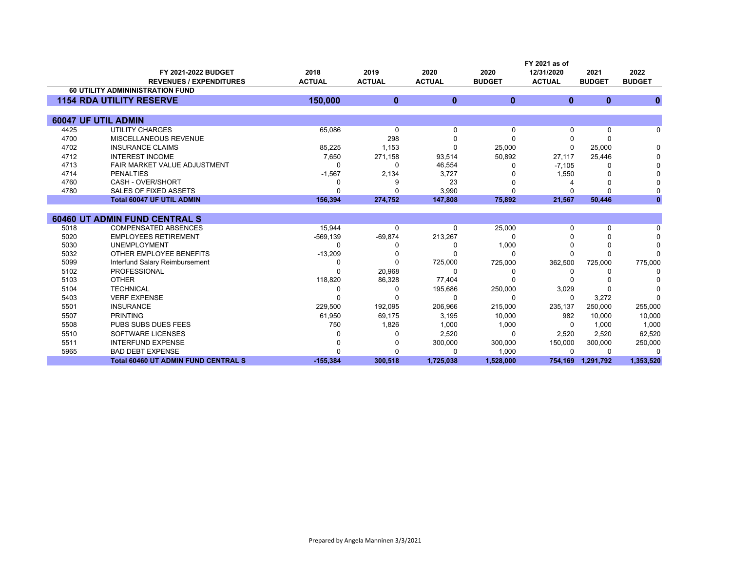| | FY 2021-2022 BUDGET<br>REVENUES / EXPENDITURES | 2018<br>ACTUAL | 2019<br>ACTUAL | 2020<br>ACTUAL | 2020<br>BUDGET | FY 2021 as of<br>12/31/2020<br>ACTUAL | 2021<br>BUDGET | 2022<br>BUDGET |
|---|---|---|---|---|---|---|---|---|
| **60 UTILITY ADMININISTRATION FUND** | | | | | | | | |
| **1154 RDA UTILITY RESERVE** | | **150,000** | **0** | **0** | **0** | **0** | **0** | **0** |
| **60047 UF UTIL ADMIN** | | | | | | | | |
| 4425 | UTILITY CHARGES | 65,086 | 0 | 0 | 0 | 0 | 0 | 0 |
| 4700 | MISCELLANEOUS REVENUE | | 298 | 0 | 0 | 0 | 0 | |
| 4702 | INSURANCE CLAIMS | 85,225 | 1,153 | 0 | 25,000 | 0 | 25,000 | 0 |
| 4712 | INTEREST INCOME | 7,650 | 271,158 | 93,514 | 50,892 | 27,117 | 25,446 | 0 |
| 4713 | FAIR MARKET VALUE ADJUSTMENT | 0 | 0 | 46,554 | 0 | -7,105 | 0 | 0 |
| 4714 | PENALTIES | -1,567 | 2,134 | 3,727 | 0 | 1,550 | 0 | 0 |
| 4760 | CASH - OVER/SHORT | 0 | 9 | 23 | 0 | 4 | 0 | 0 |
| 4780 | SALES OF FIXED ASSETS | 0 | 0 | 3,990 | 0 | 0 | 0 | 0 |
| | **Total 60047 UF UTIL ADMIN** | **156,394** | **274,752** | **147,808** | **75,892** | **21,567** | **50,446** | **0** |
| **60460 UT ADMIN FUND CENTRAL S** | | | | | | | | |
| 5018 | COMPENSATED ABSENCES | 15,944 | 0 | 0 | 25,000 | 0 | 0 | 0 |
| 5020 | EMPLOYEES RETIREMENT | -569,139 | -69,874 | 213,267 | 0 | 0 | 0 | 0 |
| 5030 | UNEMPLOYMENT | 0 | 0 | 0 | 1,000 | 0 | 0 | 0 |
| 5032 | OTHER EMPLOYEE BENEFITS | -13,209 | 0 | 0 | 0 | 0 | 0 | 0 |
| 5099 | Interfund Salary Reimbursement | 0 | 0 | 725,000 | 725,000 | 362,500 | 725,000 | 775,000 |
| 5102 | PROFESSIONAL | 0 | 20,968 | 0 | 0 | 0 | 0 | 0 |
| 5103 | OTHER | 118,820 | 86,328 | 77,404 | 0 | 0 | 0 | 0 |
| 5104 | TECHNICAL | 0 | 0 | 195,686 | 250,000 | 3,029 | 0 | 0 |
| 5403 | VERF EXPENSE | 0 | 0 | 0 | 0 | 0 | 3,272 | 0 |
| 5501 | INSURANCE | 229,500 | 192,095 | 206,966 | 215,000 | 235,137 | 250,000 | 255,000 |
| 5507 | PRINTING | 61,950 | 69,175 | 3,195 | 10,000 | 982 | 10,000 | 10,000 |
| 5508 | PUBS SUBS DUES FEES | 750 | 1,826 | 1,000 | 1,000 | 0 | 1,000 | 1,000 |
| 5510 | SOFTWARE LICENSES | 0 | 0 | 2,520 | 0 | 2,520 | 2,520 | 62,520 |
| 5511 | INTERFUND EXPENSE | 0 | 0 | 300,000 | 300,000 | 150,000 | 300,000 | 250,000 |
| 5965 | BAD DEBT EXPENSE | 0 | 0 | 0 | 1,000 | 0 | 0 | 0 |
| | **Total 60460 UT ADMIN FUND CENTRAL S** | **-155,384** | **300,518** | **1,725,038** | **1,528,000** | **754,169** | **1,291,792** | **1,353,520** |

Prepared by Angela Manninen 3/3/2021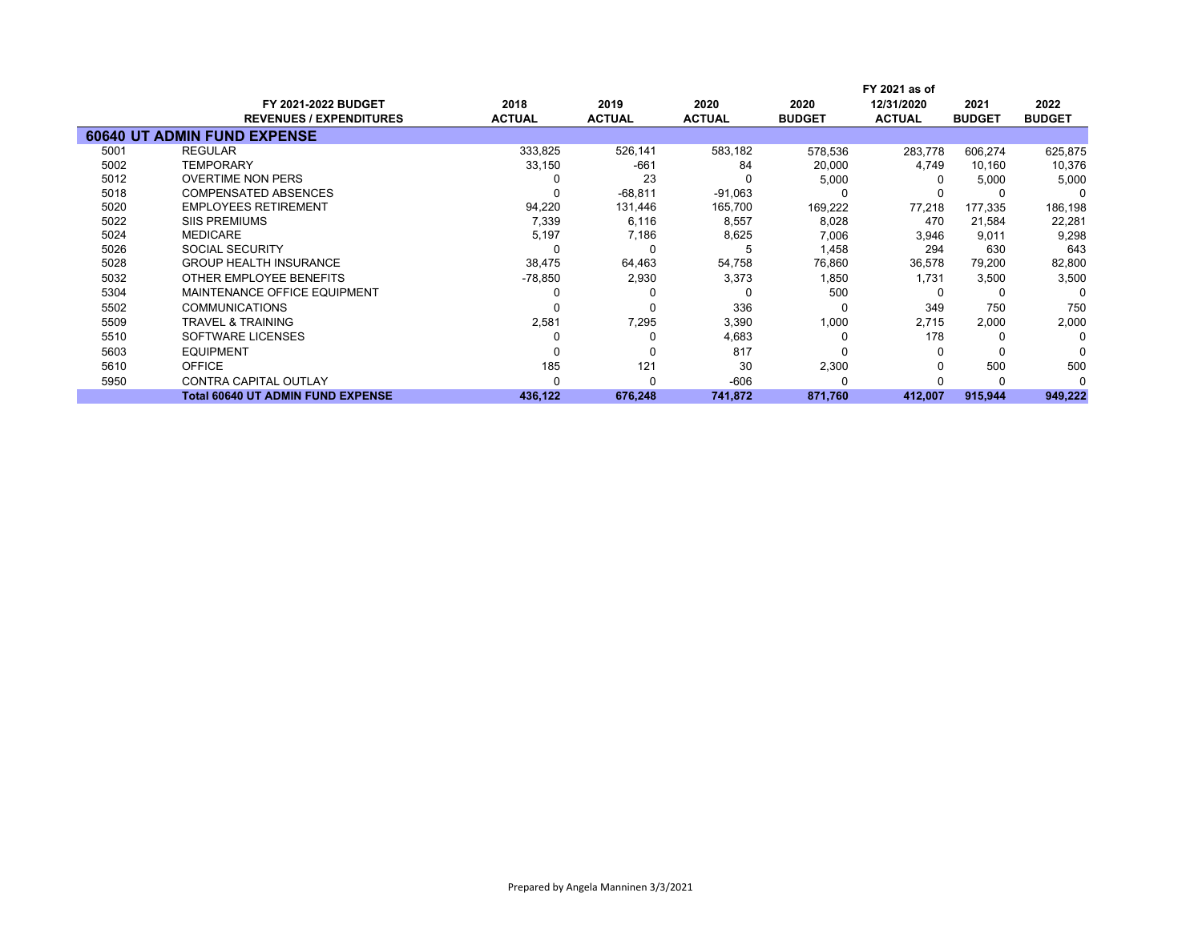| | FY 2021-2022 BUDGET REVENUES / EXPENDITURES | 2018 ACTUAL | 2019 ACTUAL | 2020 ACTUAL | 2020 BUDGET | FY 2021 as of 12/31/2020 ACTUAL | 2021 BUDGET | 2022 BUDGET |
|---|---|---|---|---|---|---|---|---|
| **60640 UT ADMIN FUND EXPENSE** | | | | | | | | |
| 5001 | REGULAR | 333,825 | 526,141 | 583,182 | 578,536 | 283,778 | 606,274 | 625,875 |
| 5002 | TEMPORARY | 33,150 | -661 | 84 | 20,000 | 4,749 | 10,160 | 10,376 |
| 5012 | OVERTIME NON PERS | 0 | 23 | 0 | 5,000 | 0 | 5,000 | 5,000 |
| 5018 | COMPENSATED ABSENCES | 0 | -68,811 | -91,063 | 0 | 0 | 0 | 0 |
| 5020 | EMPLOYEES RETIREMENT | 94,220 | 131,446 | 165,700 | 169,222 | 77,218 | 177,335 | 186,198 |
| 5022 | SIIS PREMIUMS | 7,339 | 6,116 | 8,557 | 8,028 | 470 | 21,584 | 22,281 |
| 5024 | MEDICARE | 5,197 | 7,186 | 8,625 | 7,006 | 3,946 | 9,011 | 9,298 |
| 5026 | SOCIAL SECURITY | 0 | 0 | 5 | 1,458 | 294 | 630 | 643 |
| 5028 | GROUP HEALTH INSURANCE | 38,475 | 64,463 | 54,758 | 76,860 | 36,578 | 79,200 | 82,800 |
| 5032 | OTHER EMPLOYEE BENEFITS | -78,850 | 2,930 | 3,373 | 1,850 | 1,731 | 3,500 | 3,500 |
| 5304 | MAINTENANCE OFFICE EQUIPMENT | 0 | 0 | 0 | 500 | 0 | 0 | 0 |
| 5502 | COMMUNICATIONS | 0 | 0 | 336 | 0 | 349 | 750 | 750 |
| 5509 | TRAVEL & TRAINING | 2,581 | 7,295 | 3,390 | 1,000 | 2,715 | 2,000 | 2,000 |
| 5510 | SOFTWARE LICENSES | 0 | 0 | 4,683 | 0 | 178 | 0 | 0 |
| 5603 | EQUIPMENT | 0 | 0 | 817 | 0 | 0 | 0 | 0 |
| 5610 | OFFICE | 185 | 121 | 30 | 2,300 | 0 | 500 | 500 |
| 5950 | CONTRA CAPITAL OUTLAY | 0 | 0 | -606 | 0 | 0 | 0 | 0 |
| | **Total 60640 UT ADMIN FUND EXPENSE** | **436,122** | **676,248** | **741,872** | **871,760** | **412,007** | **915,944** | **949,222** |

Prepared by Angela Manninen 3/3/2021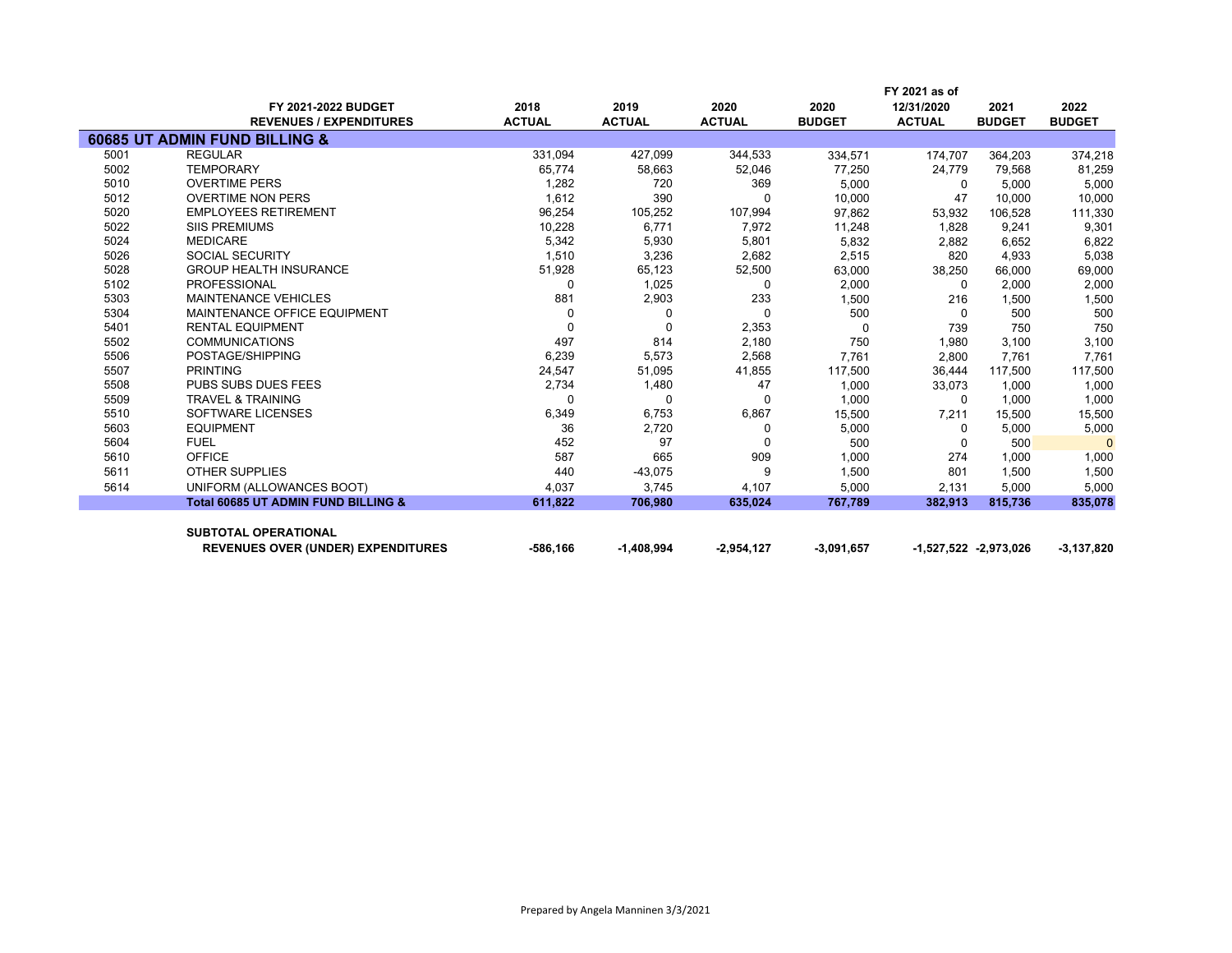|  | FY 2021-2022 BUDGET REVENUES / EXPENDITURES | 2018 ACTUAL | 2019 ACTUAL | 2020 ACTUAL | 2020 BUDGET | FY 2021 as of 12/31/2020 ACTUAL | 2021 BUDGET | 2022 BUDGET |
|---|---|---|---|---|---|---|---|---|
| **60685 UT ADMIN FUND BILLING &** | | | | | | | | |
| 5001 | REGULAR | 331,094 | 427,099 | 344,533 | 334,571 | 174,707 | 364,203 | 374,218 |
| 5002 | TEMPORARY | 65,774 | 58,663 | 52,046 | 77,250 | 24,779 | 79,568 | 81,259 |
| 5010 | OVERTIME PERS | 1,282 | 720 | 369 | 5,000 | 0 | 5,000 | 5,000 |
| 5012 | OVERTIME NON PERS | 1,612 | 390 | 0 | 10,000 | 47 | 10,000 | 10,000 |
| 5020 | EMPLOYEES RETIREMENT | 96,254 | 105,252 | 107,994 | 97,862 | 53,932 | 106,528 | 111,330 |
| 5022 | SIIS PREMIUMS | 10,228 | 6,771 | 7,972 | 11,248 | 1,828 | 9,241 | 9,301 |
| 5024 | MEDICARE | 5,342 | 5,930 | 5,801 | 5,832 | 2,882 | 6,652 | 6,822 |
| 5026 | SOCIAL SECURITY | 1,510 | 3,236 | 2,682 | 2,515 | 820 | 4,933 | 5,038 |
| 5028 | GROUP HEALTH INSURANCE | 51,928 | 65,123 | 52,500 | 63,000 | 38,250 | 66,000 | 69,000 |
| 5102 | PROFESSIONAL | 0 | 1,025 | 0 | 2,000 | 0 | 2,000 | 2,000 |
| 5303 | MAINTENANCE VEHICLES | 881 | 2,903 | 233 | 1,500 | 216 | 1,500 | 1,500 |
| 5304 | MAINTENANCE OFFICE EQUIPMENT | 0 | 0 | 0 | 500 | 0 | 500 | 500 |
| 5401 | RENTAL EQUIPMENT | 0 | 0 | 2,353 | 0 | 739 | 750 | 750 |
| 5502 | COMMUNICATIONS | 497 | 814 | 2,180 | 750 | 1,980 | 3,100 | 3,100 |
| 5506 | POSTAGE/SHIPPING | 6,239 | 5,573 | 2,568 | 7,761 | 2,800 | 7,761 | 7,761 |
| 5507 | PRINTING | 24,547 | 51,095 | 41,855 | 117,500 | 36,444 | 117,500 | 117,500 |
| 5508 | PUBS SUBS DUES FEES | 2,734 | 1,480 | 47 | 1,000 | 33,073 | 1,000 | 1,000 |
| 5509 | TRAVEL & TRAINING | 0 | 0 | 0 | 1,000 | 0 | 1,000 | 1,000 |
| 5510 | SOFTWARE LICENSES | 6,349 | 6,753 | 6,867 | 15,500 | 7,211 | 15,500 | 15,500 |
| 5603 | EQUIPMENT | 36 | 2,720 | 0 | 5,000 | 0 | 5,000 | 5,000 |
| 5604 | FUEL | 452 | 97 | 0 | 500 | 0 | 500 | 0 |
| 5610 | OFFICE | 587 | 665 | 909 | 1,000 | 274 | 1,000 | 1,000 |
| 5611 | OTHER SUPPLIES | 440 | -43,075 | 9 | 1,500 | 801 | 1,500 | 1,500 |
| 5614 | UNIFORM (ALLOWANCES BOOT) | 4,037 | 3,745 | 4,107 | 5,000 | 2,131 | 5,000 | 5,000 |
|  | **Total 60685 UT ADMIN FUND BILLING &** | **611,822** | **706,980** | **635,024** | **767,789** | **382,913** | **815,736** | **835,078** |
|  | **SUBTOTAL OPERATIONAL REVENUES OVER (UNDER) EXPENDITURES** | **-586,166** | **-1,408,994** | **-2,954,127** | **-3,091,657** | **-1,527,522** | **-2,973,026** | **-3,137,820** |

Prepared by Angela Manninen 3/3/2021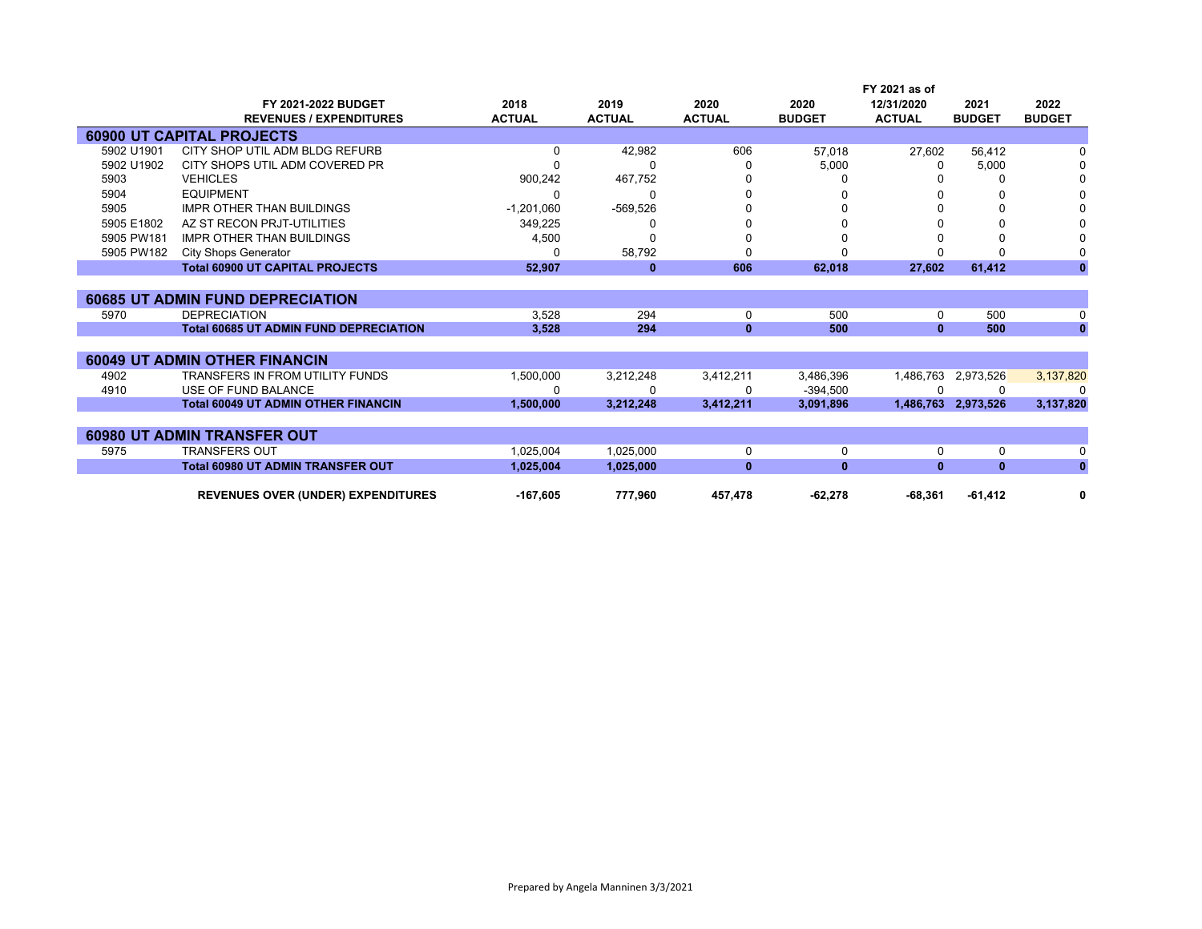| | FY 2021-2022 BUDGET<br>REVENUES / EXPENDITURES | 2018<br>ACTUAL | 2019<br>ACTUAL | 2020<br>ACTUAL | 2020<br>BUDGET | FY 2021 as of<br>12/31/2020<br>ACTUAL | 2021<br>BUDGET | 2022<br>BUDGET |
|---|---|---|---|---|---|---|---|---|
| **60900 UT CAPITAL PROJECTS** | | | | | | | | |
| 5902 U1901 | CITY SHOP UTIL ADM BLDG REFURB | 0 | 42,982 | 606 | 57,018 | 27,602 | 56,412 | 0 |
| 5902 U1902 | CITY SHOPS UTIL ADM COVERED PR | 0 | 0 | 0 | 5,000 | 0 | 5,000 | 0 |
| 5903 | VEHICLES | 900,242 | 467,752 | 0 | 0 | 0 | 0 | 0 |
| 5904 | EQUIPMENT | 0 | 0 | 0 | 0 | 0 | 0 | 0 |
| 5905 | IMPR OTHER THAN BUILDINGS | -1,201,060 | -569,526 | 0 | 0 | 0 | 0 | 0 |
| 5905 E1802 | AZ ST RECON PRJT-UTILITIES | 349,225 | 0 | 0 | 0 | 0 | 0 | 0 |
| 5905 PW181 | IMPR OTHER THAN BUILDINGS | 4,500 | 0 | 0 | 0 | 0 | 0 | 0 |
| 5905 PW182 | City Shops Generator | 0 | 58,792 | 0 | 0 | 0 | 0 | 0 |
| | **Total 60900 UT CAPITAL PROJECTS** | **52,907** | **0** | **606** | **62,018** | **27,602** | **61,412** | **0** |
| **60685 UT ADMIN FUND DEPRECIATION** | | | | | | | | |
| 5970 | DEPRECIATION | 3,528 | 294 | 0 | 500 | 0 | 500 | 0 |
| | **Total 60685 UT ADMIN FUND DEPRECIATION** | **3,528** | **294** | **0** | **500** | **0** | **500** | **0** |
| **60049 UT ADMIN OTHER FINANCIN** | | | | | | | | |
| 4902 | TRANSFERS IN FROM UTILITY FUNDS | 1,500,000 | 3,212,248 | 3,412,211 | 3,486,396 | 1,486,763 | 2,973,526 | 3,137,820 |
| 4910 | USE OF FUND BALANCE | 0 | 0 | 0 | -394,500 | 0 | 0 | 0 |
| | **Total 60049 UT ADMIN OTHER FINANCIN** | **1,500,000** | **3,212,248** | **3,412,211** | **3,091,896** | **1,486,763** | **2,973,526** | **3,137,820** |
| **60980 UT ADMIN TRANSFER OUT** | | | | | | | | |
| 5975 | TRANSFERS OUT | 1,025,004 | 1,025,000 | 0 | 0 | 0 | 0 | 0 |
| | **Total 60980 UT ADMIN TRANSFER OUT** | **1,025,004** | **1,025,000** | **0** | **0** | **0** | **0** | **0** |
| | **REVENUES OVER (UNDER) EXPENDITURES** | **-167,605** | **777,960** | **457,478** | **-62,278** | **-68,361** | **-61,412** | **0** |

Prepared by Angela Manninen 3/3/2021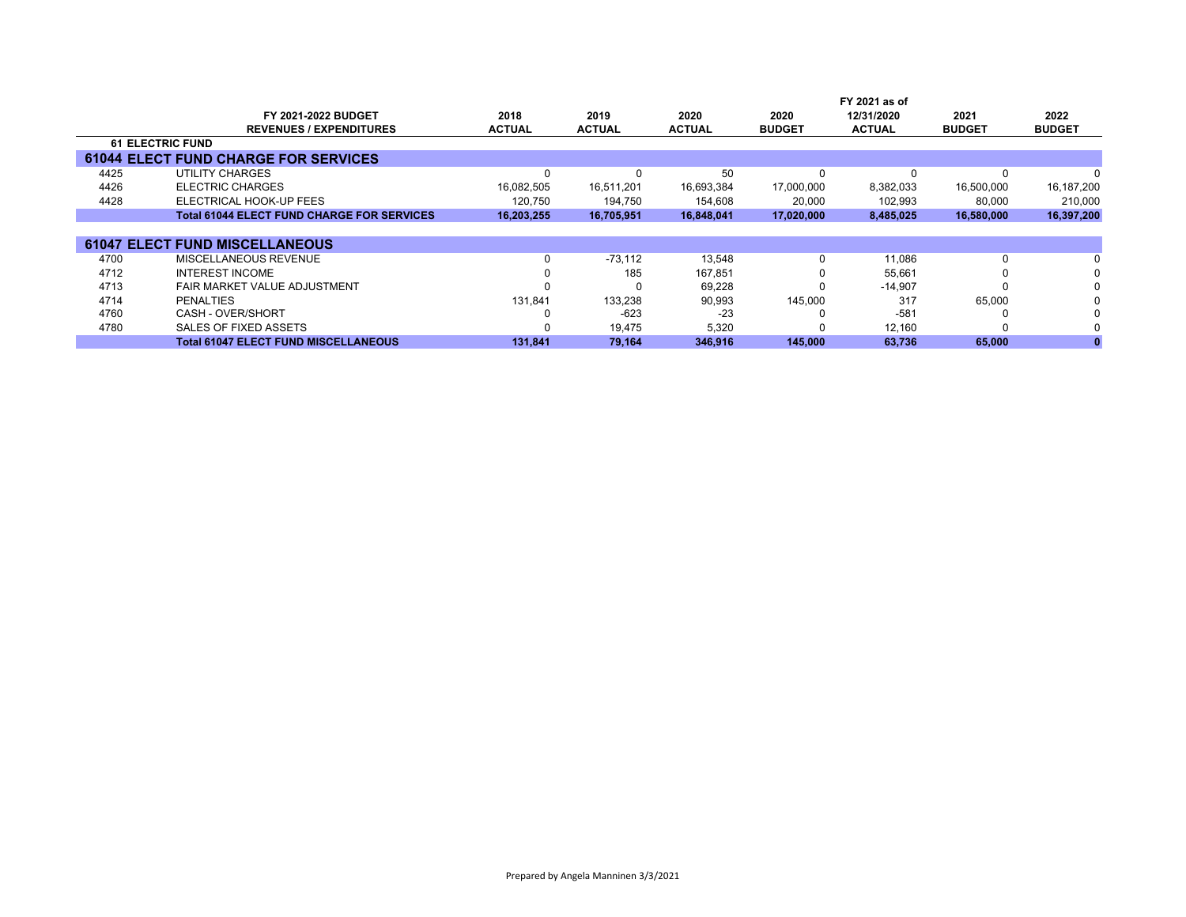| | FY 2021-2022 BUDGET REVENUES / EXPENDITURES | 2018 ACTUAL | 2019 ACTUAL | 2020 ACTUAL | 2020 BUDGET | FY 2021 as of 12/31/2020 ACTUAL | 2021 BUDGET | 2022 BUDGET |
|---|---|---|---|---|---|---|---|---|
| **61 ELECTRIC FUND** | | | | | | | | |
| **61044 ELECT FUND CHARGE FOR SERVICES** | | | | | | | | |
| 4425 | UTILITY CHARGES | 0 | 0 | 50 | 0 | 0 | 0 | 0 |
| 4426 | ELECTRIC CHARGES | 16,082,505 | 16,511,201 | 16,693,384 | 17,000,000 | 8,382,033 | 16,500,000 | 16,187,200 |
| 4428 | ELECTRICAL HOOK-UP FEES | 120,750 | 194,750 | 154,608 | 20,000 | 102,993 | 80,000 | 210,000 |
| | **Total 61044 ELECT FUND CHARGE FOR SERVICES** | **16,203,255** | **16,705,951** | **16,848,041** | **17,020,000** | **8,485,025** | **16,580,000** | **16,397,200** |
| | | | | | | | | |
| **61047 ELECT FUND MISCELLANEOUS** | | | | | | | | |
| 4700 | MISCELLANEOUS REVENUE | 0 | -73,112 | 13,548 | 0 | 11,086 | 0 | 0 |
| 4712 | INTEREST INCOME | 0 | 185 | 167,851 | 0 | 55,661 | 0 | 0 |
| 4713 | FAIR MARKET VALUE ADJUSTMENT | 0 | 0 | 69,228 | 0 | -14,907 | 0 | 0 |
| 4714 | PENALTIES | 131,841 | 133,238 | 90,993 | 145,000 | 317 | 65,000 | 0 |
| 4760 | CASH - OVER/SHORT | 0 | -623 | -23 | 0 | -581 | 0 | 0 |
| 4780 | SALES OF FIXED ASSETS | 0 | 19,475 | 5,320 | 0 | 12,160 | 0 | 0 |
| | **Total 61047 ELECT FUND MISCELLANEOUS** | **131,841** | **79,164** | **346,916** | **145,000** | **63,736** | **65,000** | **0** |

Prepared by Angela Manninen 3/3/2021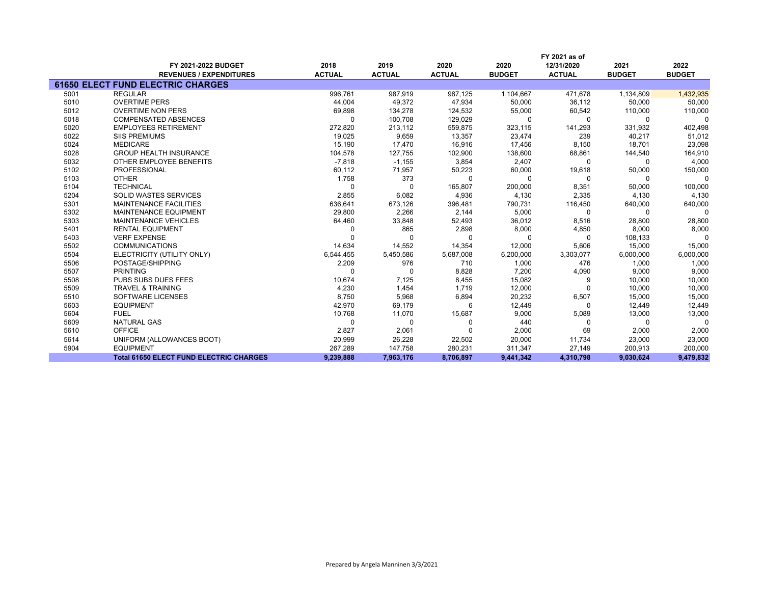| | FY 2021-2022 BUDGET<br>REVENUES / EXPENDITURES | 2018<br>ACTUAL | 2019<br>ACTUAL | 2020<br>ACTUAL | 2020<br>BUDGET | FY 2021 as of<br>12/31/2020<br>ACTUAL | 2021<br>BUDGET | 2022<br>BUDGET |
|---|---|---|---|---|---|---|---|---|
| **61650 ELECT FUND ELECTRIC CHARGES** | | | | | | | | |
| 5001 | REGULAR | 996,761 | 987,919 | 987,125 | 1,104,667 | 471,678 | 1,134,809 | 1,432,935 |
| 5010 | OVERTIME PERS | 44,004 | 49,372 | 47,934 | 50,000 | 36,112 | 50,000 | 50,000 |
| 5012 | OVERTIME NON PERS | 69,898 | 134,278 | 124,532 | 55,000 | 60,542 | 110,000 | 110,000 |
| 5018 | COMPENSATED ABSENCES | 0 | -100,708 | 129,029 | 0 | 0 | 0 | 0 |
| 5020 | EMPLOYEES RETIREMENT | 272,820 | 213,112 | 559,875 | 323,115 | 141,293 | 331,932 | 402,498 |
| 5022 | SIIS PREMIUMS | 19,025 | 9,659 | 13,357 | 23,474 | 239 | 40,217 | 51,012 |
| 5024 | MEDICARE | 15,190 | 17,470 | 16,916 | 17,456 | 8,150 | 18,701 | 23,098 |
| 5028 | GROUP HEALTH INSURANCE | 104,578 | 127,755 | 102,900 | 138,600 | 68,861 | 144,540 | 164,910 |
| 5032 | OTHER EMPLOYEE BENEFITS | -7,818 | -1,155 | 3,854 | 2,407 | 0 | 0 | 4,000 |
| 5102 | PROFESSIONAL | 60,112 | 71,957 | 50,223 | 60,000 | 19,618 | 50,000 | 150,000 |
| 5103 | OTHER | 1,758 | 373 | 0 | 0 | 0 | 0 | 0 |
| 5104 | TECHNICAL | 0 | 0 | 165,807 | 200,000 | 8,351 | 50,000 | 100,000 |
| 5204 | SOLID WASTES SERVICES | 2,855 | 6,082 | 4,936 | 4,130 | 2,335 | 4,130 | 4,130 |
| 5301 | MAINTENANCE FACILITIES | 636,641 | 673,126 | 396,481 | 790,731 | 116,450 | 640,000 | 640,000 |
| 5302 | MAINTENANCE EQUIPMENT | 29,800 | 2,266 | 2,144 | 5,000 | 0 | 0 | 0 |
| 5303 | MAINTENANCE VEHICLES | 64,460 | 33,848 | 52,493 | 36,012 | 8,516 | 28,800 | 28,800 |
| 5401 | RENTAL EQUIPMENT | 0 | 865 | 2,898 | 8,000 | 4,850 | 8,000 | 8,000 |
| 5403 | VERF EXPENSE | 0 | 0 | 0 | 0 | 0 | 108,133 | 0 |
| 5502 | COMMUNICATIONS | 14,634 | 14,552 | 14,354 | 12,000 | 5,606 | 15,000 | 15,000 |
| 5504 | ELECTRICITY (UTILITY ONLY) | 6,544,455 | 5,450,586 | 5,687,008 | 6,200,000 | 3,303,077 | 6,000,000 | 6,000,000 |
| 5506 | POSTAGE/SHIPPING | 2,209 | 976 | 710 | 1,000 | 476 | 1,000 | 1,000 |
| 5507 | PRINTING | 0 | 0 | 8,828 | 7,200 | 4,090 | 9,000 | 9,000 |
| 5508 | PUBS SUBS DUES FEES | 10,674 | 7,125 | 8,455 | 15,082 | 9 | 10,000 | 10,000 |
| 5509 | TRAVEL & TRAINING | 4,230 | 1,454 | 1,719 | 12,000 | 0 | 10,000 | 10,000 |
| 5510 | SOFTWARE LICENSES | 8,750 | 5,968 | 6,894 | 20,232 | 6,507 | 15,000 | 15,000 |
| 5603 | EQUIPMENT | 42,970 | 69,179 | 6 | 12,449 | 0 | 12,449 | 12,449 |
| 5604 | FUEL | 10,768 | 11,070 | 15,687 | 9,000 | 5,089 | 13,000 | 13,000 |
| 5609 | NATURAL GAS | 0 | 0 | 0 | 440 | 0 | 0 | 0 |
| 5610 | OFFICE | 2,827 | 2,061 | 0 | 2,000 | 69 | 2,000 | 2,000 |
| 5614 | UNIFORM (ALLOWANCES BOOT) | 20,999 | 26,228 | 22,502 | 20,000 | 11,734 | 23,000 | 23,000 |
| 5904 | EQUIPMENT | 267,289 | 147,758 | 280,231 | 311,347 | 27,149 | 200,913 | 200,000 |
| | **Total 61650 ELECT FUND ELECTRIC CHARGES** | **9,239,888** | **7,963,176** | **8,706,897** | **9,441,342** | **4,310,798** | **9,030,624** | **9,479,832** |

Prepared by Angela Manninen 3/3/2021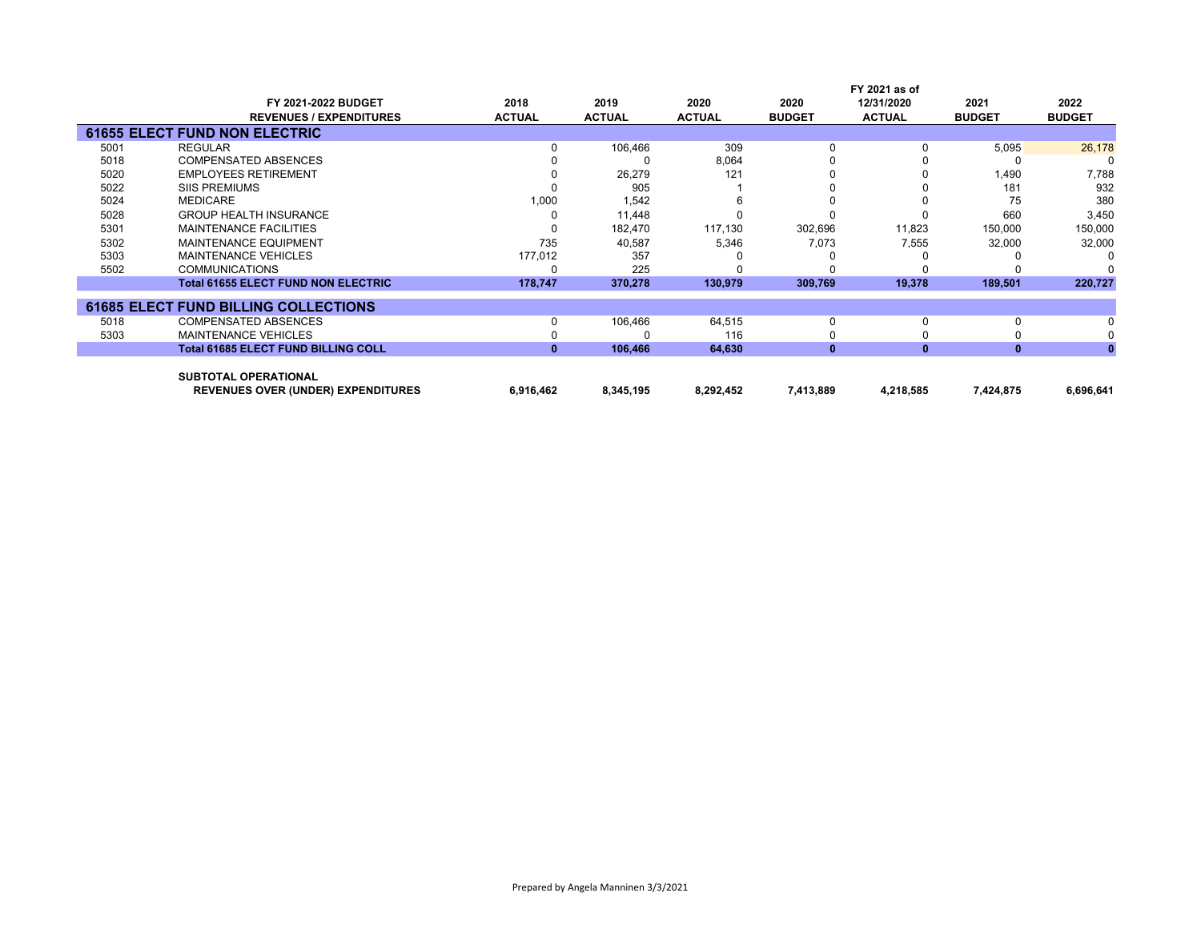| | FY 2021-2022 BUDGET REVENUES / EXPENDITURES | 2018 ACTUAL | 2019 ACTUAL | 2020 ACTUAL | 2020 BUDGET | FY 2021 as of 12/31/2020 ACTUAL | 2021 BUDGET | 2022 BUDGET |
|---|---|---|---|---|---|---|---|---|
| **61655 ELECT FUND NON ELECTRIC** | | | | | | | | |
| 5001 | REGULAR | 0 | 106,466 | 309 | 0 | 0 | 5,095 | 26,178 |
| 5018 | COMPENSATED ABSENCES | 0 | 0 | 8,064 | 0 | 0 | 0 | 0 |
| 5020 | EMPLOYEES RETIREMENT | 0 | 26,279 | 121 | 0 | 0 | 1,490 | 7,788 |
| 5022 | SIIS PREMIUMS | 0 | 905 | 1 | 0 | 0 | 181 | 932 |
| 5024 | MEDICARE | 1,000 | 1,542 | 6 | 0 | 0 | 75 | 380 |
| 5028 | GROUP HEALTH INSURANCE | 0 | 11,448 | 0 | 0 | 0 | 660 | 3,450 |
| 5301 | MAINTENANCE FACILITIES | 0 | 182,470 | 117,130 | 302,696 | 11,823 | 150,000 | 150,000 |
| 5302 | MAINTENANCE EQUIPMENT | 735 | 40,587 | 5,346 | 7,073 | 7,555 | 32,000 | 32,000 |
| 5303 | MAINTENANCE VEHICLES | 177,012 | 357 | 0 | 0 | 0 | 0 | 0 |
| 5502 | COMMUNICATIONS | 0 | 225 | 0 | 0 | 0 | 0 | 0 |
| | **Total 61655 ELECT FUND NON ELECTRIC** | **178,747** | **370,278** | **130,979** | **309,769** | **19,378** | **189,501** | **220,727** |
| **61685 ELECT FUND BILLING COLLECTIONS** | | | | | | | | |
| 5018 | COMPENSATED ABSENCES | 0 | 106,466 | 64,515 | 0 | 0 | 0 | 0 |
| 5303 | MAINTENANCE VEHICLES | 0 | 0 | 116 | 0 | 0 | 0 | 0 |
| | **Total 61685 ELECT FUND BILLING COLL** | **0** | **106,466** | **64,630** | **0** | **0** | **0** | **0** |
| | **SUBTOTAL OPERATIONAL REVENUES OVER (UNDER) EXPENDITURES** | **6,916,462** | **8,345,195** | **8,292,452** | **7,413,889** | **4,218,585** | **7,424,875** | **6,696,641** |

Prepared by Angela Manninen 3/3/2021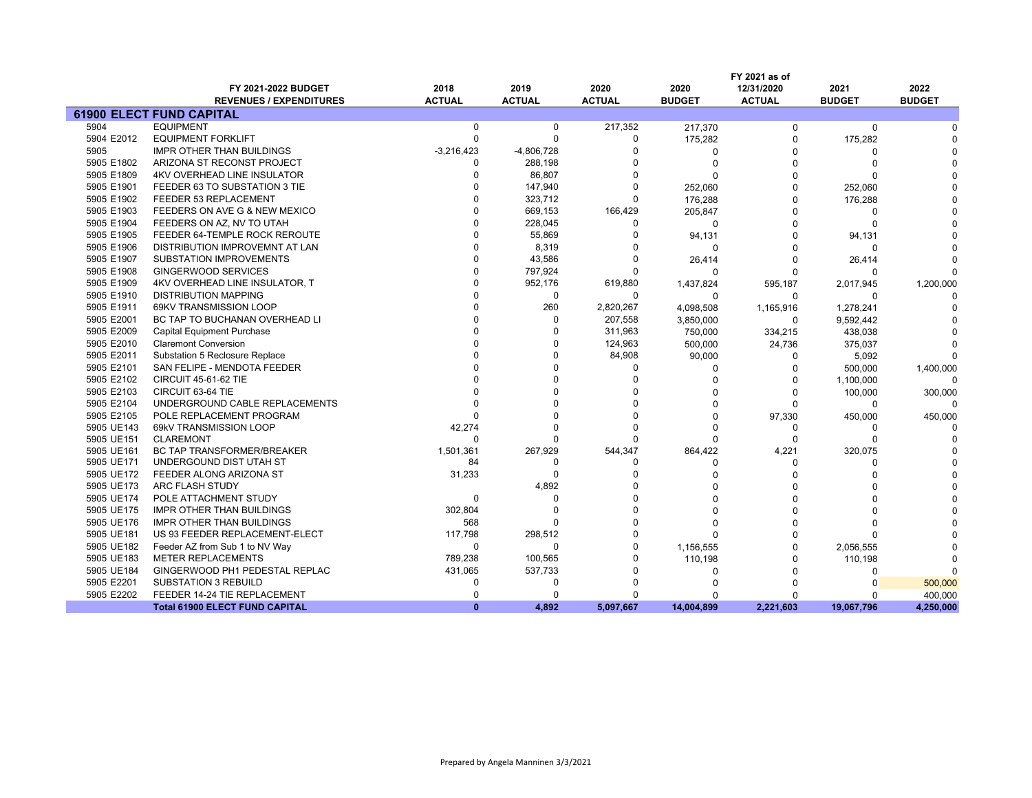| | FY 2021-2022 BUDGET<br>REVENUES / EXPENDITURES | 2018<br>ACTUAL | 2019<br>ACTUAL | 2020<br>ACTUAL | 2020<br>BUDGET | FY 2021 as of<br>12/31/2020<br>ACTUAL | 2021<br>BUDGET | 2022<br>BUDGET |
|---|---|---|---|---|---|---|---|---|
| **61900 ELECT FUND CAPITAL** | | | | | | | | |
| 5904 | EQUIPMENT | 0 | 0 | 217,352 | 217,370 | 0 | 0 | 0 |
| 5904 E2012 | EQUIPMENT FORKLIFT | 0 | 0 | 0 | 175,282 | 0 | 175,282 | 0 |
| 5905 | IMPR OTHER THAN BUILDINGS | -3,216,423 | -4,806,728 | 0 | 0 | 0 | 0 | 0 |
| 5905 E1802 | ARIZONA ST RECONST PROJECT | 0 | 288,198 | 0 | 0 | 0 | 0 | 0 |
| 5905 E1809 | 4KV OVERHEAD LINE INSULATOR | 0 | 86,807 | 0 | 0 | 0 | 0 | 0 |
| 5905 E1901 | FEEDER 63 TO SUBSTATION 3 TIE | 0 | 147,940 | 0 | 252,060 | 0 | 252,060 | 0 |
| 5905 E1902 | FEEDER 53 REPLACEMENT | 0 | 323,712 | 0 | 176,288 | 0 | 176,288 | 0 |
| 5905 E1903 | FEEDERS ON AVE G & NEW MEXICO | 0 | 669,153 | 166,429 | 205,847 | 0 | 0 | 0 |
| 5905 E1904 | FEEDERS ON AZ, NV TO UTAH | 0 | 228,045 | 0 | 0 | 0 | 0 | 0 |
| 5905 E1905 | FEEDER 64-TEMPLE ROCK REROUTE | 0 | 55,869 | 0 | 94,131 | 0 | 94,131 | 0 |
| 5905 E1906 | DISTRIBUTION IMPROVEMNT AT LAN | 0 | 8,319 | 0 | 0 | 0 | 0 | 0 |
| 5905 E1907 | SUBSTATION IMPROVEMENTS | 0 | 43,586 | 0 | 26,414 | 0 | 26,414 | 0 |
| 5905 E1908 | GINGERWOOD SERVICES | 0 | 797,924 | 0 | 0 | 0 | 0 | 0 |
| 5905 E1909 | 4KV OVERHEAD LINE INSULATOR, T | 0 | 952,176 | 619,880 | 1,437,824 | 595,187 | 2,017,945 | 1,200,000 |
| 5905 E1910 | DISTRIBUTION MAPPING | 0 | 0 | 0 | 0 | 0 | 0 | 0 |
| 5905 E1911 | 69KV TRANSMISSION LOOP | 0 | 260 | 2,820,267 | 4,098,508 | 1,165,916 | 1,278,241 | 0 |
| 5905 E2001 | BC TAP TO BUCHANAN OVERHEAD LI | 0 | 0 | 207,558 | 3,850,000 | 0 | 9,592,442 | 0 |
| 5905 E2009 | Capital Equipment Purchase | 0 | 0 | 311,963 | 750,000 | 334,215 | 438,038 | 0 |
| 5905 E2010 | Claremont Conversion | 0 | 0 | 124,963 | 500,000 | 24,736 | 375,037 | 0 |
| 5905 E2011 | Substation 5 Reclosure Replace | 0 | 0 | 84,908 | 90,000 | 0 | 5,092 | 0 |
| 5905 E2101 | SAN FELIPE - MENDOTA FEEDER | 0 | 0 | 0 | 0 | 0 | 500,000 | 1,400,000 |
| 5905 E2102 | CIRCUIT 45-61-62 TIE | 0 | 0 | 0 | 0 | 0 | 1,100,000 | 0 |
| 5905 E2103 | CIRCUIT 63-64 TIE | 0 | 0 | 0 | 0 | 0 | 100,000 | 300,000 |
| 5905 E2104 | UNDERGROUND CABLE REPLACEMENTS | 0 | 0 | 0 | 0 | 0 | 0 | 0 |
| 5905 E2105 | POLE REPLACEMENT PROGRAM | 0 | 0 | 0 | 0 | 97,330 | 450,000 | 450,000 |
| 5905 UE143 | 69kV TRANSMISSION LOOP | 42,274 | 0 | 0 | 0 | 0 | 0 | 0 |
| 5905 UE151 | CLAREMONT | 0 | 0 | 0 | 0 | 0 | 0 | 0 |
| 5905 UE161 | BC TAP TRANSFORMER/BREAKER | 1,501,361 | 267,929 | 544,347 | 864,422 | 4,221 | 320,075 | 0 |
| 5905 UE171 | UNDERGOUND DIST UTAH ST | 84 | 0 | 0 | 0 | 0 | 0 | 0 |
| 5905 UE172 | FEEDER ALONG ARIZONA ST | 31,233 | 0 | 0 | 0 | 0 | 0 | 0 |
| 5905 UE173 | ARC FLASH STUDY | | 4,892 | 0 | 0 | 0 | 0 | 0 |
| 5905 UE174 | POLE ATTACHMENT STUDY | 0 | 0 | 0 | 0 | 0 | 0 | 0 |
| 5905 UE175 | IMPR OTHER THAN BUILDINGS | 302,804 | 0 | 0 | 0 | 0 | 0 | 0 |
| 5905 UE176 | IMPR OTHER THAN BUILDINGS | 568 | 0 | 0 | 0 | 0 | 0 | 0 |
| 5905 UE181 | US 93 FEEDER REPLACEMENT-ELECT | 117,798 | 298,512 | 0 | 0 | 0 | 0 | 0 |
| 5905 UE182 | Feeder AZ from Sub 1 to NV Way | 0 | 0 | 0 | 1,156,555 | 0 | 2,056,555 | 0 |
| 5905 UE183 | METER REPLACEMENTS | 789,238 | 100,565 | 0 | 110,198 | 0 | 110,198 | 0 |
| 5905 UE184 | GINGERWOOD PH1 PEDESTAL REPLAC | 431,065 | 537,733 | 0 | 0 | 0 | 0 | 0 |
| 5905 E2201 | SUBSTATION 3 REBUILD | 0 | 0 | 0 | 0 | 0 | 0 | 500,000 |
| 5905 E2202 | FEEDER 14-24 TIE REPLACEMENT | 0 | 0 | 0 | 0 | 0 | 0 | 400,000 |
| | **Total 61900 ELECT FUND CAPITAL** | **0** | **4,892** | **5,097,667** | **14,004,899** | **2,221,603** | **19,067,796** | **4,250,000** |

Prepared by Angela Manninen 3/3/2021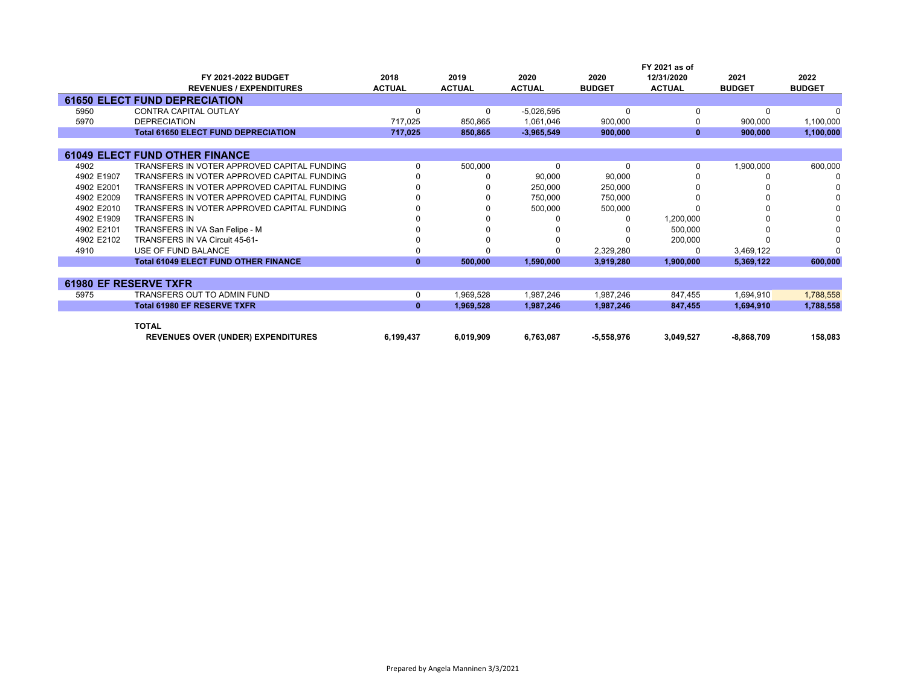| | FY 2021-2022 BUDGET REVENUES / EXPENDITURES | 2018 ACTUAL | 2019 ACTUAL | 2020 ACTUAL | 2020 BUDGET | FY 2021 as of 12/31/2020 ACTUAL | 2021 BUDGET | 2022 BUDGET |
|---|---|---|---|---|---|---|---|---|
| **61650 ELECT FUND DEPRECIATION** | | | | | | | | |
| 5950 | CONTRA CAPITAL OUTLAY | 0 | 0 | -5,026,595 | 0 | 0 | 0 | 0 |
| 5970 | DEPRECIATION | 717,025 | 850,865 | 1,061,046 | 900,000 | 0 | 900,000 | 1,100,000 |
| | **Total 61650 ELECT FUND DEPRECIATION** | **717,025** | **850,865** | **-3,965,549** | **900,000** | **0** | **900,000** | **1,100,000** |
| **61049 ELECT FUND OTHER FINANCE** | | | | | | | | |
| 4902 | TRANSFERS IN VOTER APPROVED CAPITAL FUNDING | 0 | 500,000 | 0 | 0 | 0 | 1,900,000 | 600,000 |
| 4902 E1907 | TRANSFERS IN VOTER APPROVED CAPITAL FUNDING | 0 | 0 | 90,000 | 90,000 | 0 | 0 | 0 |
| 4902 E2001 | TRANSFERS IN VOTER APPROVED CAPITAL FUNDING | 0 | 0 | 250,000 | 250,000 | 0 | 0 | 0 |
| 4902 E2009 | TRANSFERS IN VOTER APPROVED CAPITAL FUNDING | 0 | 0 | 750,000 | 750,000 | 0 | 0 | 0 |
| 4902 E2010 | TRANSFERS IN VOTER APPROVED CAPITAL FUNDING | 0 | 0 | 500,000 | 500,000 | 0 | 0 | 0 |
| 4902 E1909 | TRANSFERS IN | 0 | 0 | 0 | 0 | 1,200,000 | 0 | 0 |
| 4902 E2101 | TRANSFERS IN VA San Felipe - M | 0 | 0 | 0 | 0 | 500,000 | 0 | 0 |
| 4902 E2102 | TRANSFERS IN VA Circuit 45-61- | 0 | 0 | 0 | 0 | 200,000 | 0 | 0 |
| 4910 | USE OF FUND BALANCE | 0 | 0 | 0 | 2,329,280 | 0 | 3,469,122 | 0 |
| | **Total 61049 ELECT FUND OTHER FINANCE** | **0** | **500,000** | **1,590,000** | **3,919,280** | **1,900,000** | **5,369,122** | **600,000** |
| **61980 EF RESERVE TXFR** | | | | | | | | |
| 5975 | TRANSFERS OUT TO ADMIN FUND | 0 | 1,969,528 | 1,987,246 | 1,987,246 | 847,455 | 1,694,910 | 1,788,558 |
| | **Total 61980 EF RESERVE TXFR** | **0** | **1,969,528** | **1,987,246** | **1,987,246** | **847,455** | **1,694,910** | **1,788,558** |
| | **TOTAL REVENUES OVER (UNDER) EXPENDITURES** | **6,199,437** | **6,019,909** | **6,763,087** | **-5,558,976** | **3,049,527** | **-8,868,709** | **158,083** |

Prepared by Angela Manninen 3/3/2021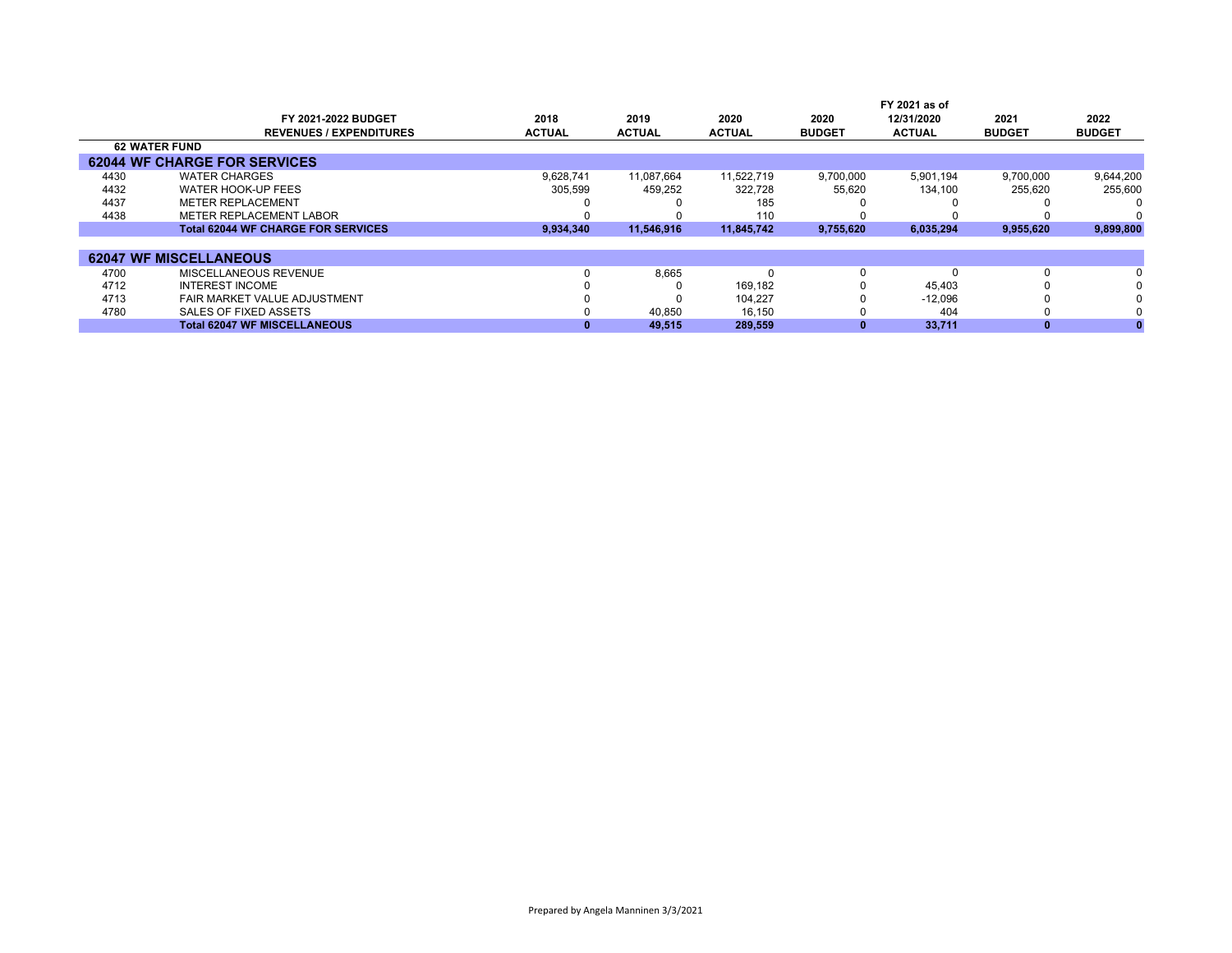| | FY 2021-2022 BUDGET<br>REVENUES / EXPENDITURES | 2018<br>ACTUAL | 2019<br>ACTUAL | 2020<br>ACTUAL | 2020<br>BUDGET | FY 2021 as of<br>12/31/2020<br>ACTUAL | 2021<br>BUDGET | 2022<br>BUDGET |
|---|---|---|---|---|---|---|---|---|
| **62 WATER FUND** | | | | | | | | |
| **62044 WF CHARGE FOR SERVICES** | | | | | | | | |
| 4430 | WATER CHARGES | 9,628,741 | 11,087,664 | 11,522,719 | 9,700,000 | 5,901,194 | 9,700,000 | 9,644,200 |
| 4432 | WATER HOOK-UP FEES | 305,599 | 459,252 | 322,728 | 55,620 | 134,100 | 255,620 | 255,600 |
| 4437 | METER REPLACEMENT | 0 | 0 | 185 | 0 | 0 | 0 | 0 |
| 4438 | METER REPLACEMENT LABOR | 0 | 0 | 110 | 0 | 0 | 0 | 0 |
| | **Total 62044 WF CHARGE FOR SERVICES** | **9,934,340** | **11,546,916** | **11,845,742** | **9,755,620** | **6,035,294** | **9,955,620** | **9,899,800** |
| **62047 WF MISCELLANEOUS** | | | | | | | | |
| 4700 | MISCELLANEOUS REVENUE | 0 | 8,665 | 0 | 0 | 0 | 0 | 0 |
| 4712 | INTEREST INCOME | 0 | 0 | 169,182 | 0 | 45,403 | 0 | 0 |
| 4713 | FAIR MARKET VALUE ADJUSTMENT | 0 | 0 | 104,227 | 0 | -12,096 | 0 | 0 |
| 4780 | SALES OF FIXED ASSETS | 0 | 40,850 | 16,150 | 0 | 404 | 0 | 0 |
| | **Total 62047 WF MISCELLANEOUS** | **0** | **49,515** | **289,559** | **0** | **33,711** | **0** | **0** |

Prepared by Angela Manninen 3/3/2021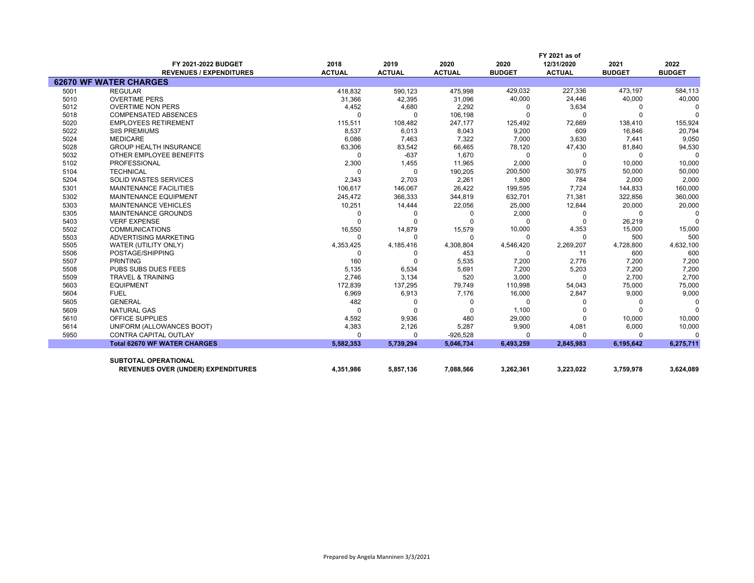| | FY 2021-2022 BUDGET<br>REVENUES / EXPENDITURES | 2018<br>ACTUAL | 2019<br>ACTUAL | 2020<br>ACTUAL | 2020<br>BUDGET | FY 2021 as of<br>12/31/2020<br>ACTUAL | 2021<br>BUDGET | 2022<br>BUDGET |
|---|---|---|---|---|---|---|---|---|
| **62670 WF WATER CHARGES** | | | | | | | | |
| 5001 | REGULAR | 418,832 | 590,123 | 475,998 | 429,032 | 227,336 | 473,197 | 584,113 |
| 5010 | OVERTIME PERS | 31,366 | 42,395 | 31,096 | 40,000 | 24,446 | 40,000 | 40,000 |
| 5012 | OVERTIME NON PERS | 4,452 | 4,680 | 2,292 | 0 | 3,634 | 0 | 0 |
| 5018 | COMPENSATED ABSENCES | 0 | 0 | 106,198 | 0 | 0 | 0 | 0 |
| 5020 | EMPLOYEES RETIREMENT | 115,511 | 108,482 | 247,177 | 125,492 | 72,669 | 138,410 | 155,924 |
| 5022 | SIIS PREMIUMS | 8,537 | 6,013 | 8,043 | 9,200 | 609 | 16,846 | 20,794 |
| 5024 | MEDICARE | 6,086 | 7,463 | 7,322 | 7,000 | 3,630 | 7,441 | 9,050 |
| 5028 | GROUP HEALTH INSURANCE | 63,306 | 83,542 | 66,465 | 78,120 | 47,430 | 81,840 | 94,530 |
| 5032 | OTHER EMPLOYEE BENEFITS | 0 | -637 | 1,670 | 0 | 0 | 0 | 0 |
| 5102 | PROFESSIONAL | 2,300 | 1,455 | 11,965 | 2,000 | 0 | 10,000 | 10,000 |
| 5104 | TECHNICAL | 0 | 0 | 190,205 | 200,500 | 30,975 | 50,000 | 50,000 |
| 5204 | SOLID WASTES SERVICES | 2,343 | 2,703 | 2,261 | 1,800 | 784 | 2,000 | 2,000 |
| 5301 | MAINTENANCE FACILITIES | 106,617 | 146,067 | 26,422 | 199,595 | 7,724 | 144,833 | 160,000 |
| 5302 | MAINTENANCE EQUIPMENT | 245,472 | 366,333 | 344,819 | 632,701 | 71,381 | 322,856 | 360,000 |
| 5303 | MAINTENANCE VEHICLES | 10,251 | 14,444 | 22,056 | 25,000 | 12,844 | 20,000 | 20,000 |
| 5305 | MAINTENANCE GROUNDS | 0 | 0 | 0 | 2,000 | 0 | 0 | 0 |
| 5403 | VERF EXPENSE | 0 | 0 | 0 | 0 | 0 | 26,219 | 0 |
| 5502 | COMMUNICATIONS | 16,550 | 14,879 | 15,579 | 10,000 | 4,353 | 15,000 | 15,000 |
| 5503 | ADVERTISING MARKETING | 0 | 0 | 0 | 0 | 0 | 500 | 500 |
| 5505 | WATER (UTILITY ONLY) | 4,353,425 | 4,185,416 | 4,308,804 | 4,546,420 | 2,269,207 | 4,728,800 | 4,632,100 |
| 5506 | POSTAGE/SHIPPING | 0 | 0 | 453 | 0 | 11 | 600 | 600 |
| 5507 | PRINTING | 160 | 0 | 5,535 | 7,200 | 2,776 | 7,200 | 7,200 |
| 5508 | PUBS SUBS DUES FEES | 5,135 | 6,534 | 5,691 | 7,200 | 5,203 | 7,200 | 7,200 |
| 5509 | TRAVEL & TRAINING | 2,746 | 3,134 | 520 | 3,000 | 0 | 2,700 | 2,700 |
| 5603 | EQUIPMENT | 172,839 | 137,295 | 79,749 | 110,998 | 54,043 | 75,000 | 75,000 |
| 5604 | FUEL | 6,969 | 6,913 | 7,176 | 16,000 | 2,847 | 9,000 | 9,000 |
| 5605 | GENERAL | 482 | 0 | 0 | 0 | 0 | 0 | 0 |
| 5609 | NATURAL GAS | 0 | 0 | 0 | 1,100 | 0 | 0 | 0 |
| 5610 | OFFICE SUPPLIES | 4,592 | 9,936 | 480 | 29,000 | 0 | 10,000 | 10,000 |
| 5614 | UNIFORM (ALLOWANCES BOOT) | 4,383 | 2,126 | 5,287 | 9,900 | 4,081 | 6,000 | 10,000 |
| 5950 | CONTRA CAPITAL OUTLAY | 0 | 0 | -926,528 | 0 | 0 | 0 | 0 |
| | **Total 62670 WF WATER CHARGES** | **5,582,353** | **5,739,294** | **5,046,734** | **6,493,259** | **2,845,983** | **6,195,642** | **6,275,711** |
| | **SUBTOTAL OPERATIONAL** | | | | | | | |
| | **REVENUES OVER (UNDER) EXPENDITURES** | **4,351,986** | **5,857,136** | **7,088,566** | **3,262,361** | **3,223,022** | **3,759,978** | **3,624,089** |

Prepared by Angela Manninen 3/3/2021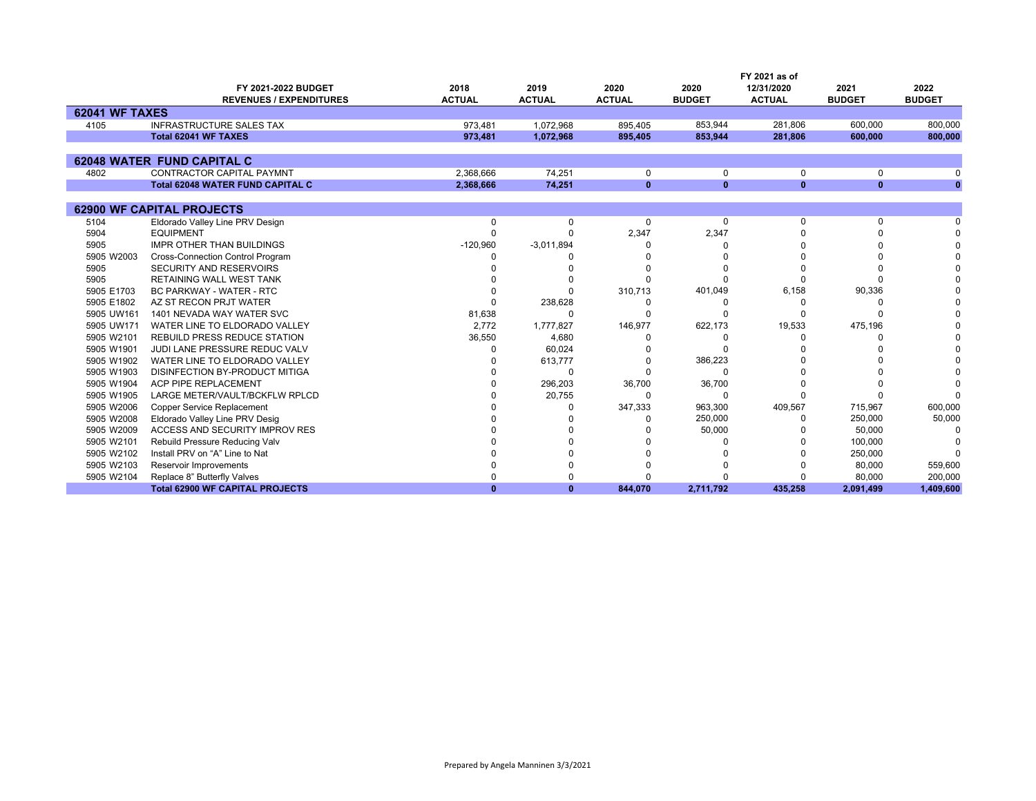| | FY 2021-2022 BUDGET<br>REVENUES / EXPENDITURES | 2018<br>ACTUAL | 2019<br>ACTUAL | 2020<br>ACTUAL | 2020<br>BUDGET | FY 2021 as of<br>12/31/2020<br>ACTUAL | 2021<br>BUDGET | 2022<br>BUDGET |
|---|---|---|---|---|---|---|---|---|
| **62041 WF TAXES** | | | | | | | | |
| 4105 | INFRASTRUCTURE SALES TAX | 973,481 | 1,072,968 | 895,405 | 853,944 | 281,806 | 600,000 | 800,000 |
| | **Total 62041 WF TAXES** | **973,481** | **1,072,968** | **895,405** | **853,944** | **281,806** | **600,000** | **800,000** |
| **62048 WATER FUND CAPITAL C** | | | | | | | | |
| 4802 | CONTRACTOR CAPITAL PAYMNT | 2,368,666 | 74,251 | 0 | 0 | 0 | 0 | 0 |
| | **Total 62048 WATER FUND CAPITAL C** | **2,368,666** | **74,251** | **0** | **0** | **0** | **0** | **0** |
| **62900 WF CAPITAL PROJECTS** | | | | | | | | |
| 5104 | Eldorado Valley Line PRV Design | 0 | 0 | 0 | 0 | 0 | 0 | 0 |
| 5904 | EQUIPMENT | 0 | 0 | 2,347 | 2,347 | 0 | 0 | 0 |
| 5905 | IMPR OTHER THAN BUILDINGS | -120,960 | -3,011,894 | 0 | 0 | 0 | 0 | 0 |
| 5905 W2003 | Cross-Connection Control Program | 0 | 0 | 0 | 0 | 0 | 0 | 0 |
| 5905 | SECURITY AND RESERVOIRS | 0 | 0 | 0 | 0 | 0 | 0 | 0 |
| 5905 | RETAINING WALL WEST TANK | 0 | 0 | 0 | 0 | 0 | 0 | 0 |
| 5905 E1703 | BC PARKWAY - WATER - RTC | 0 | 0 | 310,713 | 401,049 | 6,158 | 90,336 | 0 |
| 5905 E1802 | AZ ST RECON PRJT WATER | 0 | 238,628 | 0 | 0 | 0 | 0 | 0 |
| 5905 UW161 | 1401 NEVADA WAY WATER SVC | 81,638 | 0 | 0 | 0 | 0 | 0 | 0 |
| 5905 UW171 | WATER LINE TO ELDORADO VALLEY | 2,772 | 1,777,827 | 146,977 | 622,173 | 19,533 | 475,196 | 0 |
| 5905 W2101 | REBUILD PRESS REDUCE STATION | 36,550 | 4,680 | 0 | 0 | 0 | 0 | 0 |
| 5905 W1901 | JUDI LANE PRESSURE REDUC VALV | 0 | 60,024 | 0 | 0 | 0 | 0 | 0 |
| 5905 W1902 | WATER LINE TO ELDORADO VALLEY | 0 | 613,777 | 0 | 386,223 | 0 | 0 | 0 |
| 5905 W1903 | DISINFECTION BY-PRODUCT MITIGA | 0 | 0 | 0 | 0 | 0 | 0 | 0 |
| 5905 W1904 | ACP PIPE REPLACEMENT | 0 | 296,203 | 36,700 | 36,700 | 0 | 0 | 0 |
| 5905 W1905 | LARGE METER/VAULT/BCKFLW RPLCD | 0 | 20,755 | 0 | 0 | 0 | 0 | 0 |
| 5905 W2006 | Copper Service Replacement | 0 | 0 | 347,333 | 963,300 | 409,567 | 715,967 | 600,000 |
| 5905 W2008 | Eldorado Valley Line PRV Desig | 0 | 0 | 0 | 250,000 | 0 | 250,000 | 50,000 |
| 5905 W2009 | ACCESS AND SECURITY IMPROV RES | 0 | 0 | 0 | 50,000 | 0 | 50,000 | 0 |
| 5905 W2101 | Rebuild Pressure Reducing Valv | 0 | 0 | 0 | 0 | 0 | 100,000 | 0 |
| 5905 W2102 | Install PRV on "A" Line to Nat | 0 | 0 | 0 | 0 | 0 | 250,000 | 0 |
| 5905 W2103 | Reservoir Improvements | 0 | 0 | 0 | 0 | 0 | 80,000 | 559,600 |
| 5905 W2104 | Replace 8" Butterfly Valves | 0 | 0 | 0 | 0 | 0 | 80,000 | 200,000 |
| | **Total 62900 WF CAPITAL PROJECTS** | **0** | **0** | **844,070** | **2,711,792** | **435,258** | **2,091,499** | **1,409,600** |

Prepared by Angela Manninen 3/3/2021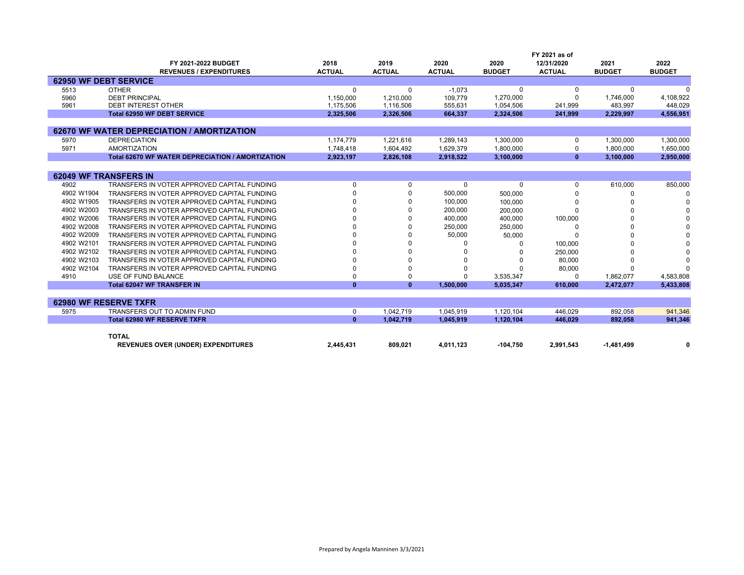| | FY 2021-2022 BUDGET REVENUES / EXPENDITURES | 2018 ACTUAL | 2019 ACTUAL | 2020 ACTUAL | 2020 BUDGET | FY 2021 as of 12/31/2020 ACTUAL | 2021 BUDGET | 2022 BUDGET |
|---|---|---|---|---|---|---|---|---|
| **62950 WF DEBT SERVICE** | | | | | | | | |
| 5513 | OTHER | 0 | 0 | -1,073 | 0 | 0 | 0 | 0 |
| 5960 | DEBT PRINCIPAL | 1,150,000 | 1,210,000 | 109,779 | 1,270,000 | 0 | 1,746,000 | 4,108,922 |
| 5961 | DEBT INTEREST OTHER | 1,175,506 | 1,116,506 | 555,631 | 1,054,506 | 241,999 | 483,997 | 448,029 |
| | **Total 62950 WF DEBT SERVICE** | **2,325,506** | **2,326,506** | **664,337** | **2,324,506** | **241,999** | **2,229,997** | **4,556,951** |
| **62670 WF WATER DEPRECIATION / AMORTIZATION** | | | | | | | | |
| 5970 | DEPRECIATION | 1,174,779 | 1,221,616 | 1,289,143 | 1,300,000 | 0 | 1,300,000 | 1,300,000 |
| 5971 | AMORTIZATION | 1,748,418 | 1,604,492 | 1,629,379 | 1,800,000 | 0 | 1,800,000 | 1,650,000 |
| | **Total 62670 WF WATER DEPRECIATION / AMORTIZATION** | **2,923,197** | **2,826,108** | **2,918,522** | **3,100,000** | **0** | **3,100,000** | **2,950,000** |
| **62049 WF TRANSFERS IN** | | | | | | | | |
| 4902 | TRANSFERS IN VOTER APPROVED CAPITAL FUNDING | 0 | 0 | 0 | 0 | 0 | 610,000 | 850,000 |
| 4902 W1904 | TRANSFERS IN VOTER APPROVED CAPITAL FUNDING | 0 | 0 | 500,000 | 500,000 | 0 | 0 | 0 |
| 4902 W1905 | TRANSFERS IN VOTER APPROVED CAPITAL FUNDING | 0 | 0 | 100,000 | 100,000 | 0 | 0 | 0 |
| 4902 W2003 | TRANSFERS IN VOTER APPROVED CAPITAL FUNDING | 0 | 0 | 200,000 | 200,000 | 0 | 0 | 0 |
| 4902 W2006 | TRANSFERS IN VOTER APPROVED CAPITAL FUNDING | 0 | 0 | 400,000 | 400,000 | 100,000 | 0 | 0 |
| 4902 W2008 | TRANSFERS IN VOTER APPROVED CAPITAL FUNDING | 0 | 0 | 250,000 | 250,000 | 0 | 0 | 0 |
| 4902 W2009 | TRANSFERS IN VOTER APPROVED CAPITAL FUNDING | 0 | 0 | 50,000 | 50,000 | 0 | 0 | 0 |
| 4902 W2101 | TRANSFERS IN VOTER APPROVED CAPITAL FUNDING | 0 | 0 | 0 | 0 | 100,000 | 0 | 0 |
| 4902 W2102 | TRANSFERS IN VOTER APPROVED CAPITAL FUNDING | 0 | 0 | 0 | 0 | 250,000 | 0 | 0 |
| 4902 W2103 | TRANSFERS IN VOTER APPROVED CAPITAL FUNDING | 0 | 0 | 0 | 0 | 80,000 | 0 | 0 |
| 4902 W2104 | TRANSFERS IN VOTER APPROVED CAPITAL FUNDING | 0 | 0 | 0 | 0 | 80,000 | 0 | 0 |
| 4910 | USE OF FUND BALANCE | 0 | 0 | 0 | 3,535,347 | 0 | 1,862,077 | 4,583,808 |
| | **Total 62047 WF TRANSFER IN** | **0** | **0** | **1,500,000** | **5,035,347** | **610,000** | **2,472,077** | **5,433,808** |
| **62980 WF RESERVE TXFR** | | | | | | | | |
| 5975 | TRANSFERS OUT TO ADMIN FUND | 0 | 1,042,719 | 1,045,919 | 1,120,104 | 446,029 | 892,058 | 941,346 |
| | **Total 62980 WF RESERVE TXFR** | **0** | **1,042,719** | **1,045,919** | **1,120,104** | **446,029** | **892,058** | **941,346** |
| | **TOTAL REVENUES OVER (UNDER) EXPENDITURES** | **2,445,431** | **809,021** | **4,011,123** | **-104,750** | **2,991,543** | **-1,481,499** | **0** |

Prepared by Angela Manninen 3/3/2021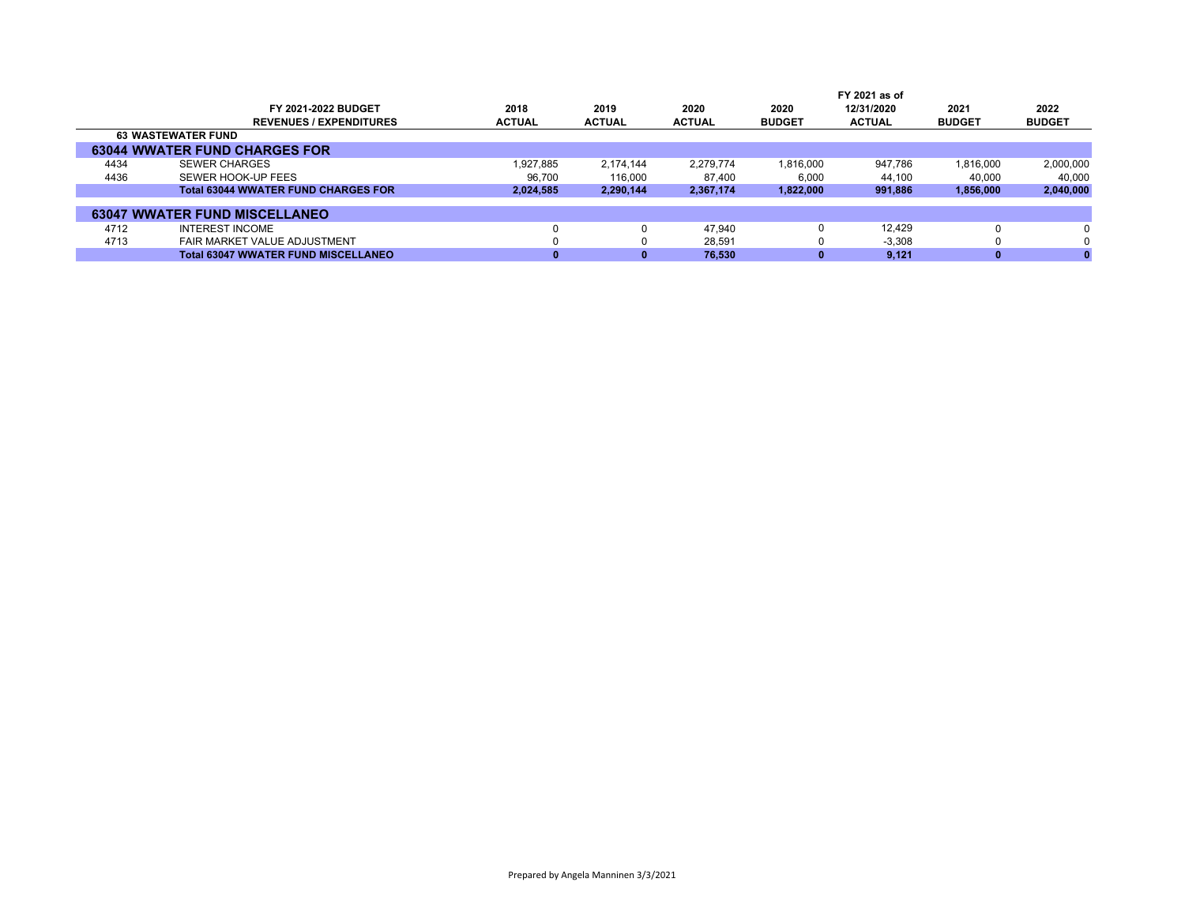| | FY 2021-2022 BUDGET<br>REVENUES / EXPENDITURES | 2018<br>ACTUAL | 2019<br>ACTUAL | 2020<br>ACTUAL | 2020<br>BUDGET | FY 2021 as of<br>12/31/2020<br>ACTUAL | 2021<br>BUDGET | 2022<br>BUDGET |
|---|---|---|---|---|---|---|---|---|
| **63 WASTEWATER FUND** | | | | | | | | |
| **63044 WWATER FUND CHARGES FOR** | | | | | | | | |
| 4434 | SEWER CHARGES | 1,927,885 | 2,174,144 | 2,279,774 | 1,816,000 | 947,786 | 1,816,000 | 2,000,000 |
| 4436 | SEWER HOOK-UP FEES | 96,700 | 116,000 | 87,400 | 6,000 | 44,100 | 40,000 | 40,000 |
| | **Total 63044 WWATER FUND CHARGES FOR** | **2,024,585** | **2,290,144** | **2,367,174** | **1,822,000** | **991,886** | **1,856,000** | **2,040,000** |
| **63047 WWATER FUND MISCELLANEO** | | | | | | | | |
| 4712 | INTEREST INCOME | 0 | 0 | 47,940 | 0 | 12,429 | 0 | 0 |
| 4713 | FAIR MARKET VALUE ADJUSTMENT | 0 | 0 | 28,591 | 0 | -3,308 | 0 | 0 |
| | **Total 63047 WWATER FUND MISCELLANEO** | **0** | **0** | **76,530** | **0** | **9,121** | **0** | **0** |

Prepared by Angela Manninen 3/3/2021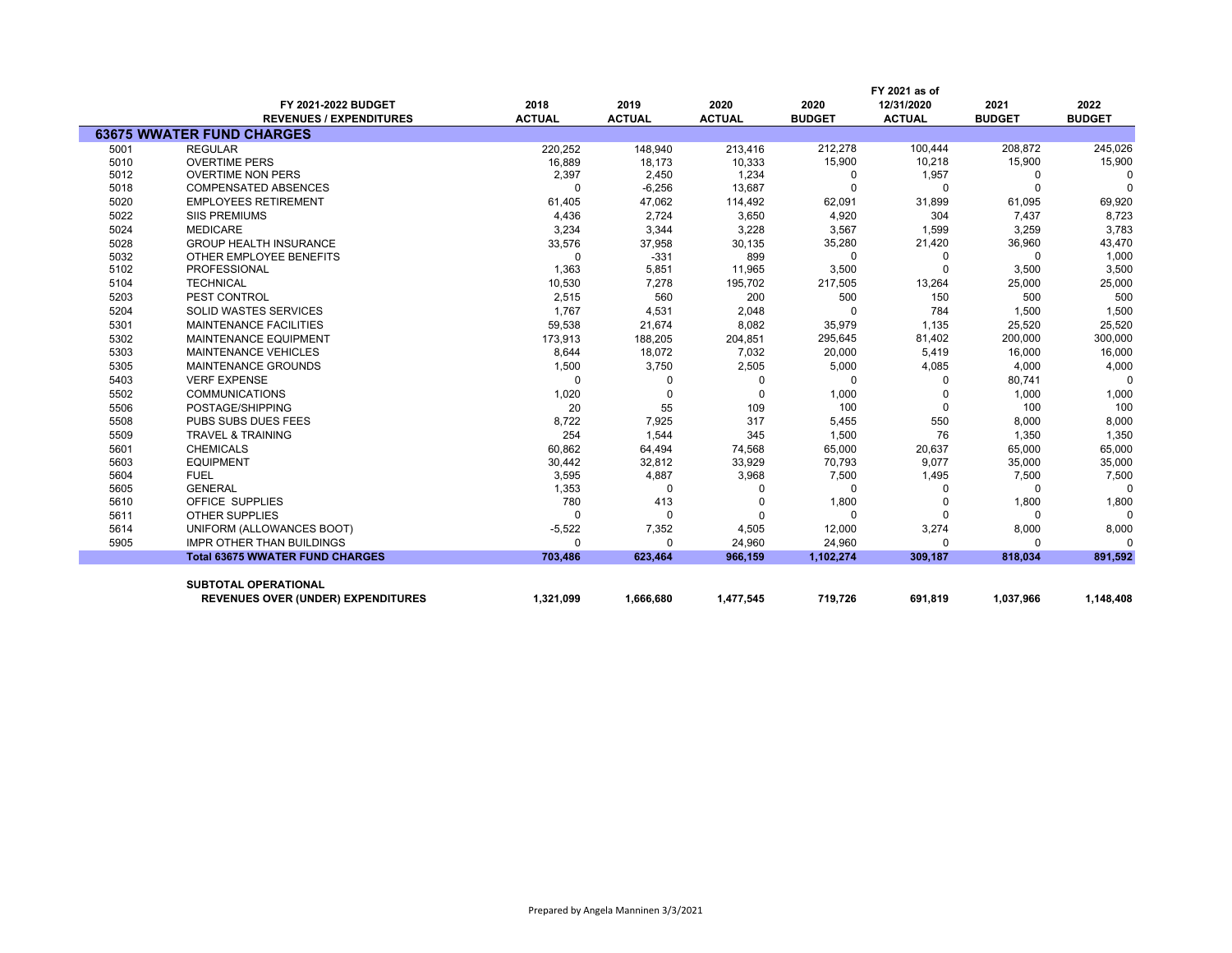| | FY 2021-2022 BUDGET REVENUES / EXPENDITURES | 2018 ACTUAL | 2019 ACTUAL | 2020 ACTUAL | 2020 BUDGET | FY 2021 as of 12/31/2020 ACTUAL | 2021 BUDGET | 2022 BUDGET |
|---|---|---|---|---|---|---|---|---|
| **63675 WWATER FUND CHARGES** | | | | | | | | |
| 5001 | REGULAR | 220,252 | 148,940 | 213,416 | 212,278 | 100,444 | 208,872 | 245,026 |
| 5010 | OVERTIME PERS | 16,889 | 18,173 | 10,333 | 15,900 | 10,218 | 15,900 | 15,900 |
| 5012 | OVERTIME NON PERS | 2,397 | 2,450 | 1,234 | 0 | 1,957 | 0 | 0 |
| 5018 | COMPENSATED ABSENCES | 0 | -6,256 | 13,687 | 0 | 0 | 0 | 0 |
| 5020 | EMPLOYEES RETIREMENT | 61,405 | 47,062 | 114,492 | 62,091 | 31,899 | 61,095 | 69,920 |
| 5022 | SIIS PREMIUMS | 4,436 | 2,724 | 3,650 | 4,920 | 304 | 7,437 | 8,723 |
| 5024 | MEDICARE | 3,234 | 3,344 | 3,228 | 3,567 | 1,599 | 3,259 | 3,783 |
| 5028 | GROUP HEALTH INSURANCE | 33,576 | 37,958 | 30,135 | 35,280 | 21,420 | 36,960 | 43,470 |
| 5032 | OTHER EMPLOYEE BENEFITS | 0 | -331 | 899 | 0 | 0 | 0 | 1,000 |
| 5102 | PROFESSIONAL | 1,363 | 5,851 | 11,965 | 3,500 | 0 | 3,500 | 3,500 |
| 5104 | TECHNICAL | 10,530 | 7,278 | 195,702 | 217,505 | 13,264 | 25,000 | 25,000 |
| 5203 | PEST CONTROL | 2,515 | 560 | 200 | 500 | 150 | 500 | 500 |
| 5204 | SOLID WASTES SERVICES | 1,767 | 4,531 | 2,048 | 0 | 784 | 1,500 | 1,500 |
| 5301 | MAINTENANCE FACILITIES | 59,538 | 21,674 | 8,082 | 35,979 | 1,135 | 25,520 | 25,520 |
| 5302 | MAINTENANCE EQUIPMENT | 173,913 | 188,205 | 204,851 | 295,645 | 81,402 | 200,000 | 300,000 |
| 5303 | MAINTENANCE VEHICLES | 8,644 | 18,072 | 7,032 | 20,000 | 5,419 | 16,000 | 16,000 |
| 5305 | MAINTENANCE GROUNDS | 1,500 | 3,750 | 2,505 | 5,000 | 4,085 | 4,000 | 4,000 |
| 5403 | VERF EXPENSE | 0 | 0 | 0 | 0 | 0 | 80,741 | 0 |
| 5502 | COMMUNICATIONS | 1,020 | 0 | 0 | 1,000 | 0 | 1,000 | 1,000 |
| 5506 | POSTAGE/SHIPPING | 20 | 55 | 109 | 100 | 0 | 100 | 100 |
| 5508 | PUBS SUBS DUES FEES | 8,722 | 7,925 | 317 | 5,455 | 550 | 8,000 | 8,000 |
| 5509 | TRAVEL & TRAINING | 254 | 1,544 | 345 | 1,500 | 76 | 1,350 | 1,350 |
| 5601 | CHEMICALS | 60,862 | 64,494 | 74,568 | 65,000 | 20,637 | 65,000 | 65,000 |
| 5603 | EQUIPMENT | 30,442 | 32,812 | 33,929 | 70,793 | 9,077 | 35,000 | 35,000 |
| 5604 | FUEL | 3,595 | 4,887 | 3,968 | 7,500 | 1,495 | 7,500 | 7,500 |
| 5605 | GENERAL | 1,353 | 0 | 0 | 0 | 0 | 0 | 0 |
| 5610 | OFFICE SUPPLIES | 780 | 413 | 0 | 1,800 | 0 | 1,800 | 1,800 |
| 5611 | OTHER SUPPLIES | 0 | 0 | 0 | 0 | 0 | 0 | 0 |
| 5614 | UNIFORM (ALLOWANCES BOOT) | -5,522 | 7,352 | 4,505 | 12,000 | 3,274 | 8,000 | 8,000 |
| 5905 | IMPR OTHER THAN BUILDINGS | 0 | 0 | 24,960 | 24,960 | 0 | 0 | 0 |
| | **Total 63675 WWATER FUND CHARGES** | **703,486** | **623,464** | **966,159** | **1,102,274** | **309,187** | **818,034** | **891,592** |
| | **SUBTOTAL OPERATIONAL REVENUES OVER (UNDER) EXPENDITURES** | **1,321,099** | **1,666,680** | **1,477,545** | **719,726** | **691,819** | **1,037,966** | **1,148,408** |

Prepared by Angela Manninen 3/3/2021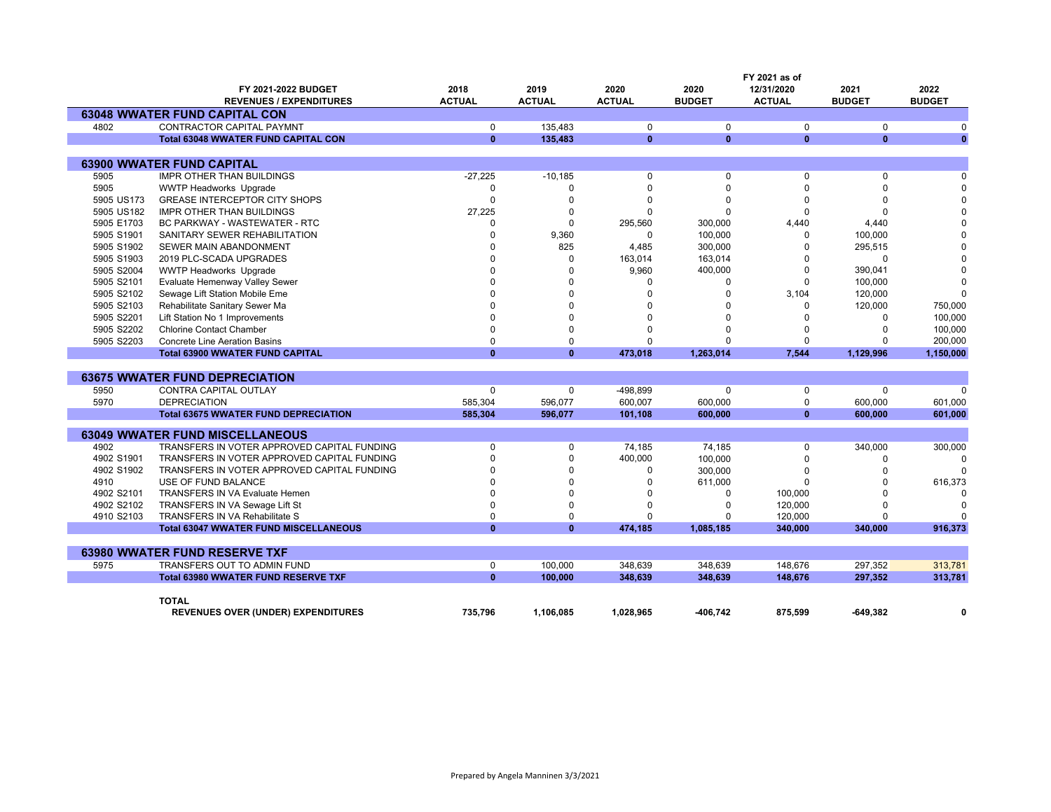| | FY 2021-2022 BUDGET REVENUES / EXPENDITURES | 2018 ACTUAL | 2019 ACTUAL | 2020 ACTUAL | 2020 BUDGET | FY 2021 as of 12/31/2020 ACTUAL | 2021 BUDGET | 2022 BUDGET |
|---|---|---|---|---|---|---|---|---|
| **63048 WWATER FUND CAPITAL CON** | | | | | | | | |
| 4802 | CONTRACTOR CAPITAL PAYMNT | 0 | 135,483 | 0 | 0 | 0 | 0 | 0 |
| | **Total 63048 WWATER FUND CAPITAL CON** | **0** | **135,483** | **0** | **0** | **0** | **0** | **0** |
| **63900 WWATER FUND CAPITAL** | | | | | | | | |
| 5905 | IMPR OTHER THAN BUILDINGS | -27,225 | -10,185 | 0 | 0 | 0 | 0 | 0 |
| 5905 | WWTP Headworks Upgrade | 0 | 0 | 0 | 0 | 0 | 0 | 0 |
| 5905 US173 | GREASE INTERCEPTOR CITY SHOPS | 0 | 0 | 0 | 0 | 0 | 0 | 0 |
| 5905 US182 | IMPR OTHER THAN BUILDINGS | 27,225 | 0 | 0 | 0 | 0 | 0 | 0 |
| 5905 E1703 | BC PARKWAY - WASTEWATER - RTC | 0 | 0 | 295,560 | 300,000 | 4,440 | 4,440 | 0 |
| 5905 S1901 | SANITARY SEWER REHABILITATION | 0 | 9,360 | 0 | 100,000 | 0 | 100,000 | 0 |
| 5905 S1902 | SEWER MAIN ABANDONMENT | 0 | 825 | 4,485 | 300,000 | 0 | 295,515 | 0 |
| 5905 S1903 | 2019 PLC-SCADA UPGRADES | 0 | 0 | 163,014 | 163,014 | 0 | 0 | 0 |
| 5905 S2004 | WWTP Headworks Upgrade | 0 | 0 | 9,960 | 400,000 | 0 | 390,041 | 0 |
| 5905 S2101 | Evaluate Hemenway Valley Sewer | 0 | 0 | 0 | 0 | 0 | 100,000 | 0 |
| 5905 S2102 | Sewage Lift Station Mobile Eme | 0 | 0 | 0 | 0 | 3,104 | 120,000 | 0 |
| 5905 S2103 | Rehabilitate Sanitary Sewer Ma | 0 | 0 | 0 | 0 | 0 | 120,000 | 750,000 |
| 5905 S2201 | Lift Station No 1 Improvements | 0 | 0 | 0 | 0 | 0 | 0 | 100,000 |
| 5905 S2202 | Chlorine Contact Chamber | 0 | 0 | 0 | 0 | 0 | 0 | 100,000 |
| 5905 S2203 | Concrete Line Aeration Basins | 0 | 0 | 0 | 0 | 0 | 0 | 200,000 |
| | **Total 63900 WWATER FUND CAPITAL** | **0** | **0** | **473,018** | **1,263,014** | **7,544** | **1,129,996** | **1,150,000** |
| **63675 WWATER FUND DEPRECIATION** | | | | | | | | |
| 5950 | CONTRA CAPITAL OUTLAY | 0 | 0 | -498,899 | 0 | 0 | 0 | 0 |
| 5970 | DEPRECIATION | 585,304 | 596,077 | 600,007 | 600,000 | 0 | 600,000 | 601,000 |
| | **Total 63675 WWATER FUND DEPRECIATION** | **585,304** | **596,077** | **101,108** | **600,000** | **0** | **600,000** | **601,000** |
| **63049 WWATER FUND MISCELLANEOUS** | | | | | | | | |
| 4902 | TRANSFERS IN VOTER APPROVED CAPITAL FUNDING | 0 | 0 | 74,185 | 74,185 | 0 | 340,000 | 300,000 |
| 4902 S1901 | TRANSFERS IN VOTER APPROVED CAPITAL FUNDING | 0 | 0 | 400,000 | 100,000 | 0 | 0 | 0 |
| 4902 S1902 | TRANSFERS IN VOTER APPROVED CAPITAL FUNDING | 0 | 0 | 0 | 300,000 | 0 | 0 | 0 |
| 4910 | USE OF FUND BALANCE | 0 | 0 | 0 | 611,000 | 0 | 0 | 616,373 |
| 4902 S2101 | TRANSFERS IN VA Evaluate Hemen | 0 | 0 | 0 | 0 | 100,000 | 0 | 0 |
| 4902 S2102 | TRANSFERS IN VA Sewage Lift St | 0 | 0 | 0 | 0 | 120,000 | 0 | 0 |
| 4910 S2103 | TRANSFERS IN VA Rehabilitate S | 0 | 0 | 0 | 0 | 120,000 | 0 | 0 |
| | **Total 63047 WWATER FUND MISCELLANEOUS** | **0** | **0** | **474,185** | **1,085,185** | **340,000** | **340,000** | **916,373** |
| **63980 WWATER FUND RESERVE TXF** | | | | | | | | |
| 5975 | TRANSFERS OUT TO ADMIN FUND | 0 | 100,000 | 348,639 | 348,639 | 148,676 | 297,352 | 313,781 |
| | **Total 63980 WWATER FUND RESERVE TXF** | **0** | **100,000** | **348,639** | **348,639** | **148,676** | **297,352** | **313,781** |
| | **TOTAL REVENUES OVER (UNDER) EXPENDITURES** | **735,796** | **1,106,085** | **1,028,965** | **-406,742** | **875,599** | **-649,382** | **0** |

Prepared by Angela Manninen 3/3/2021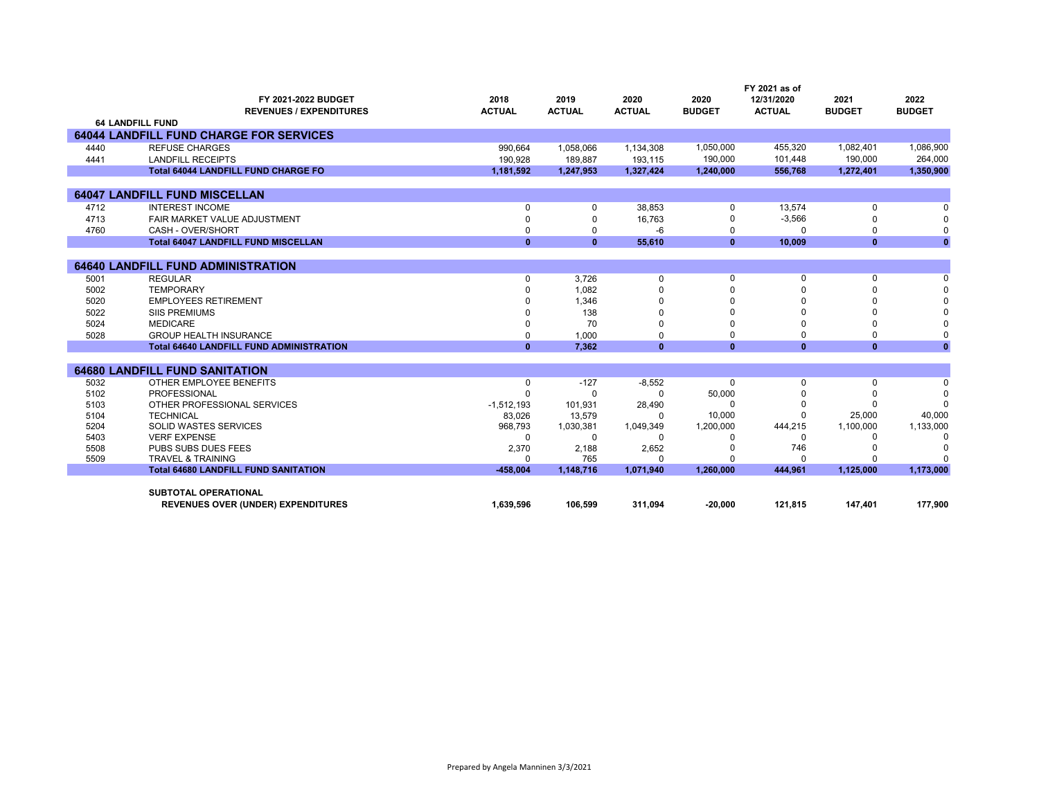| | FY 2021-2022 BUDGET REVENUES / EXPENDITURES | 2018 ACTUAL | 2019 ACTUAL | 2020 ACTUAL | 2020 BUDGET | FY 2021 as of 12/31/2020 ACTUAL | 2021 BUDGET | 2022 BUDGET |
|---|---|---|---|---|---|---|---|---|
| **64 LANDFILL FUND** | | | | | | | | |
| **64044 LANDFILL FUND CHARGE FOR SERVICES** | | | | | | | | |
| 4440 | REFUSE CHARGES | 990,664 | 1,058,066 | 1,134,308 | 1,050,000 | 455,320 | 1,082,401 | 1,086,900 |
| 4441 | LANDFILL RECEIPTS | 190,928 | 189,887 | 193,115 | 190,000 | 101,448 | 190,000 | 264,000 |
| | **Total 64044 LANDFILL FUND CHARGE FO** | **1,181,592** | **1,247,953** | **1,327,424** | **1,240,000** | **556,768** | **1,272,401** | **1,350,900** |
| **64047 LANDFILL FUND MISCELLAN** | | | | | | | | |
| 4712 | INTEREST INCOME | 0 | 0 | 38,853 | 0 | 13,574 | 0 | 0 |
| 4713 | FAIR MARKET VALUE ADJUSTMENT | 0 | 0 | 16,763 | 0 | -3,566 | 0 | 0 |
| 4760 | CASH - OVER/SHORT | 0 | 0 | -6 | 0 | 0 | 0 | 0 |
| | **Total 64047 LANDFILL FUND MISCELLAN** | **0** | **0** | **55,610** | **0** | **10,009** | **0** | **0** |
| **64640 LANDFILL FUND ADMINISTRATION** | | | | | | | | |
| 5001 | REGULAR | 0 | 3,726 | 0 | 0 | 0 | 0 | 0 |
| 5002 | TEMPORARY | 0 | 1,082 | 0 | 0 | 0 | 0 | 0 |
| 5020 | EMPLOYEES RETIREMENT | 0 | 1,346 | 0 | 0 | 0 | 0 | 0 |
| 5022 | SIIS PREMIUMS | 0 | 138 | 0 | 0 | 0 | 0 | 0 |
| 5024 | MEDICARE | 0 | 70 | 0 | 0 | 0 | 0 | 0 |
| 5028 | GROUP HEALTH INSURANCE | 0 | 1,000 | 0 | 0 | 0 | 0 | 0 |
| | **Total 64640 LANDFILL FUND ADMINISTRATION** | **0** | **7,362** | **0** | **0** | **0** | **0** | **0** |
| **64680 LANDFILL FUND SANITATION** | | | | | | | | |
| 5032 | OTHER EMPLOYEE BENEFITS | 0 | -127 | -8,552 | 0 | 0 | 0 | 0 |
| 5102 | PROFESSIONAL | 0 | 0 | 0 | 50,000 | 0 | 0 | 0 |
| 5103 | OTHER PROFESSIONAL SERVICES | -1,512,193 | 101,931 | 28,490 | 0 | 0 | 0 | 0 |
| 5104 | TECHNICAL | 83,026 | 13,579 | 0 | 10,000 | 0 | 25,000 | 40,000 |
| 5204 | SOLID WASTES SERVICES | 968,793 | 1,030,381 | 1,049,349 | 1,200,000 | 444,215 | 1,100,000 | 1,133,000 |
| 5403 | VERF EXPENSE | 0 | 0 | 0 | 0 | 0 | 0 | 0 |
| 5508 | PUBS SUBS DUES FEES | 2,370 | 2,188 | 2,652 | 0 | 746 | 0 | 0 |
| 5509 | TRAVEL & TRAINING | 0 | 765 | 0 | 0 | 0 | 0 | 0 |
| | **Total 64680 LANDFILL FUND SANITATION** | **-458,004** | **1,148,716** | **1,071,940** | **1,260,000** | **444,961** | **1,125,000** | **1,173,000** |
| | **SUBTOTAL OPERATIONAL REVENUES OVER (UNDER) EXPENDITURES** | **1,639,596** | **106,599** | **311,094** | **-20,000** | **121,815** | **147,401** | **177,900** |

Prepared by Angela Manninen 3/3/2021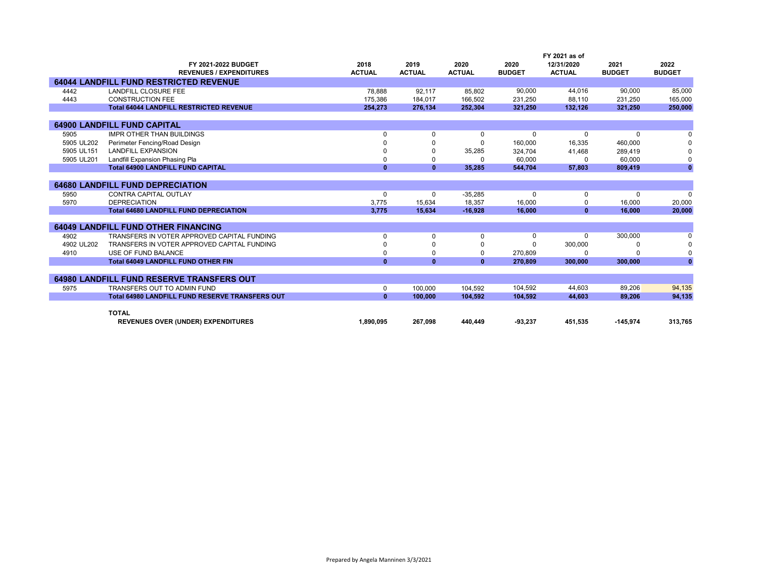| | FY 2021-2022 BUDGET REVENUES / EXPENDITURES | 2018 ACTUAL | 2019 ACTUAL | 2020 ACTUAL | 2020 BUDGET | FY 2021 as of 12/31/2020 ACTUAL | 2021 BUDGET | 2022 BUDGET |
|---|---|---|---|---|---|---|---|---|
| **64044 LANDFILL FUND RESTRICTED REVENUE** | | | | | | | | |
| 4442 | LANDFILL CLOSURE FEE | 78,888 | 92,117 | 85,802 | 90,000 | 44,016 | 90,000 | 85,000 |
| 4443 | CONSTRUCTION FEE | 175,386 | 184,017 | 166,502 | 231,250 | 88,110 | 231,250 | 165,000 |
| | **Total 64044 LANDFILL RESTRICTED REVENUE** | **254,273** | **276,134** | **252,304** | **321,250** | **132,126** | **321,250** | **250,000** |
| **64900 LANDFILL FUND CAPITAL** | | | | | | | | |
| 5905 | IMPR OTHER THAN BUILDINGS | 0 | 0 | 0 | 0 | 0 | 0 | 0 |
| 5905 UL202 | Perimeter Fencing/Road Design | 0 | 0 | 0 | 160,000 | 16,335 | 460,000 | 0 |
| 5905 UL151 | LANDFILL EXPANSION | 0 | 0 | 35,285 | 324,704 | 41,468 | 289,419 | 0 |
| 5905 UL201 | Landfill Expansion Phasing Pla | 0 | 0 | 0 | 60,000 | 0 | 60,000 | 0 |
| | **Total 64900 LANDFILL FUND CAPITAL** | **0** | **0** | **35,285** | **544,704** | **57,803** | **809,419** | **0** |
| **64680 LANDFILL FUND DEPRECIATION** | | | | | | | | |
| 5950 | CONTRA CAPITAL OUTLAY | 0 | 0 | -35,285 | 0 | 0 | 0 | 0 |
| 5970 | DEPRECIATION | 3,775 | 15,634 | 18,357 | 16,000 | 0 | 16,000 | 20,000 |
| | **Total 64680 LANDFILL FUND DEPRECIATION** | **3,775** | **15,634** | **-16,928** | **16,000** | **0** | **16,000** | **20,000** |
| **64049 LANDFILL FUND OTHER FINANCING** | | | | | | | | |
| 4902 | TRANSFERS IN VOTER APPROVED CAPITAL FUNDING | 0 | 0 | 0 | 0 | 0 | 300,000 | 0 |
| 4902 UL202 | TRANSFERS IN VOTER APPROVED CAPITAL FUNDING | 0 | 0 | 0 | 0 | 300,000 | 0 | 0 |
| 4910 | USE OF FUND BALANCE | 0 | 0 | 0 | 270,809 | 0 | 0 | 0 |
| | **Total 64049 LANDFILL FUND OTHER FIN** | **0** | **0** | **0** | **270,809** | **300,000** | **300,000** | **0** |
| **64980 LANDFILL FUND RESERVE TRANSFERS OUT** | | | | | | | | |
| 5975 | TRANSFERS OUT TO ADMIN FUND | 0 | 100,000 | 104,592 | 104,592 | 44,603 | 89,206 | 94,135 |
| | **Total 64980 LANDFILL FUND RESERVE TRANSFERS OUT** | **0** | **100,000** | **104,592** | **104,592** | **44,603** | **89,206** | **94,135** |
| | **TOTAL REVENUES OVER (UNDER) EXPENDITURES** | **1,890,095** | **267,098** | **440,449** | **-93,237** | **451,535** | **-145,974** | **313,765** |

Prepared by Angela Manninen 3/3/2021